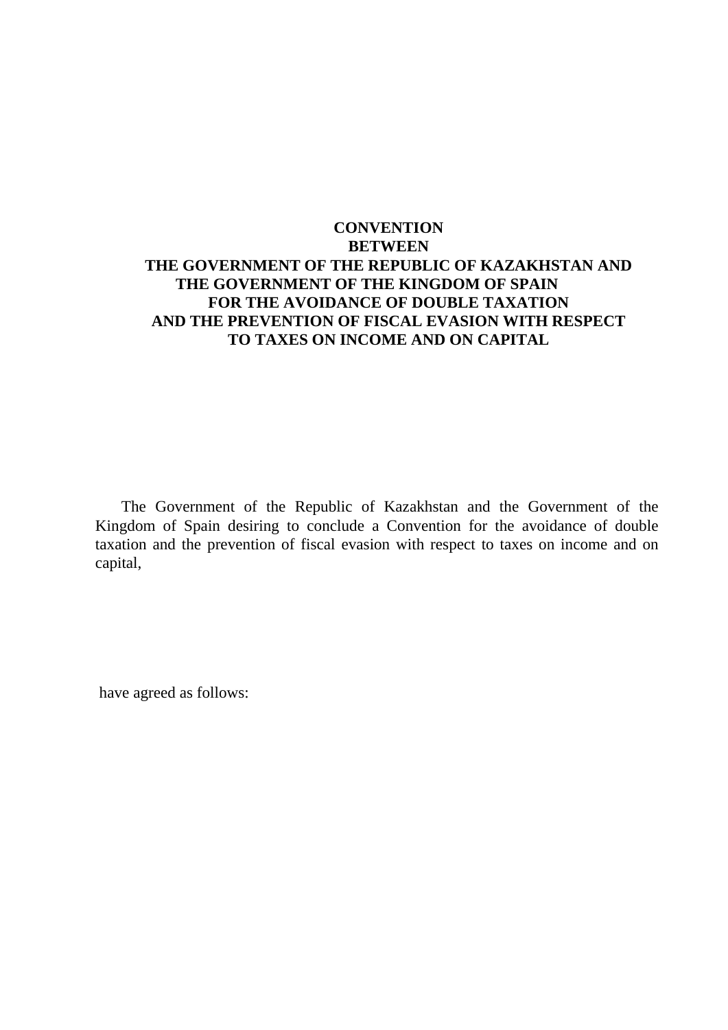# CONVENTION BETWEEN THE GOVERNMENT OF THE REPUBLIC OF KAZAKHSTAN AND THE GOVERNMENT OF THE KINGDOM OF SPAIN FOR THE AVOIDANCE OF DOUBLE TAXATION AND THE PREVENTION OF FISCAL EVASION WITH RESPECT TO TAXES ON INCOME AND ON CAPITAL

The Government of the Republic of Kazakhstan and the Government of the Kingdom of Spain desiring to conclude a Convention for the avoidance of double taxation and the prevention of fiscal evasion with respect to taxes on income and on capital,

have agreed as follows: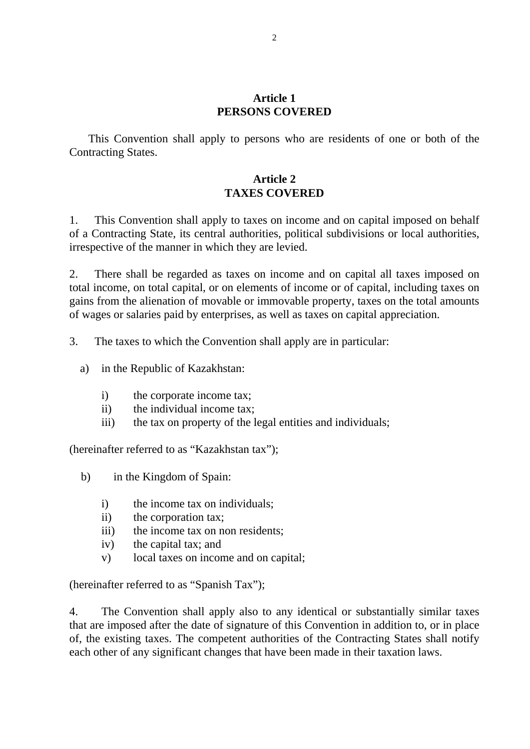## Article 1
## PERSONS COVERED

This Convention shall apply to persons who are residents of one or both of the Contracting States.

## Article 2
## TAXES COVERED

1. This Convention shall apply to taxes on income and on capital imposed on behalf of a Contracting State, its central authorities, political subdivisions or local authorities, irrespective of the manner in which they are levied.

2. There shall be regarded as taxes on income and on capital all taxes imposed on total income, on total capital, or on elements of income or of capital, including taxes on gains from the alienation of movable or immovable property, taxes on the total amounts of wages or salaries paid by enterprises, as well as taxes on capital appreciation.

3. The taxes to which the Convention shall apply are in particular:

a) in the Republic of Kazakhstan:

i) the corporate income tax;
ii) the individual income tax;
iii) the tax on property of the legal entities and individuals;

(hereinafter referred to as “Kazakhstan tax”);

b) in the Kingdom of Spain:

i) the income tax on individuals;
ii) the corporation tax;
iii) the income tax on non residents;
iv) the capital tax; and
v) local taxes on income and on capital;

(hereinafter referred to as “Spanish Tax”);

4. The Convention shall apply also to any identical or substantially similar taxes that are imposed after the date of signature of this Convention in addition to, or in place of, the existing taxes. The competent authorities of the Contracting States shall notify each other of any significant changes that have been made in their taxation laws.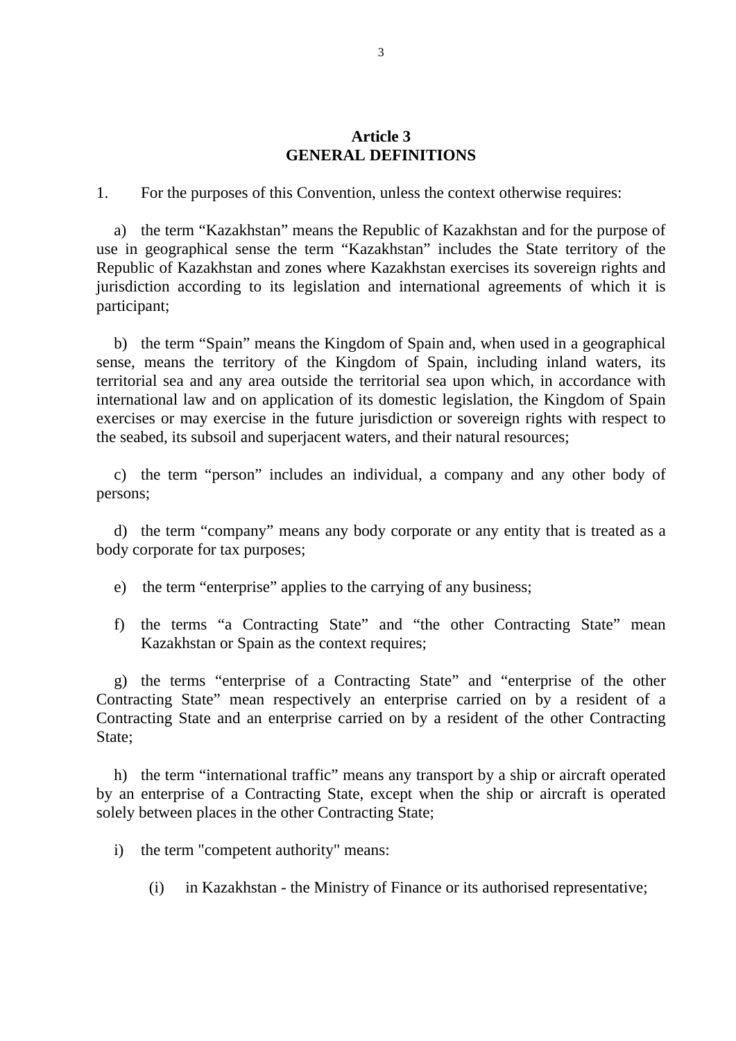## Article 3
## GENERAL DEFINITIONS

1. For the purposes of this Convention, unless the context otherwise requires:

a) the term “Kazakhstan” means the Republic of Kazakhstan and for the purpose of use in geographical sense the term “Kazakhstan” includes the State territory of the Republic of Kazakhstan and zones where Kazakhstan exercises its sovereign rights and jurisdiction according to its legislation and international agreements of which it is participant;

b) the term “Spain” means the Kingdom of Spain and, when used in a geographical sense, means the territory of the Kingdom of Spain, including inland waters, its territorial sea and any area outside the territorial sea upon which, in accordance with international law and on application of its domestic legislation, the Kingdom of Spain exercises or may exercise in the future jurisdiction or sovereign rights with respect to the seabed, its subsoil and superjacent waters, and their natural resources;

c) the term “person” includes an individual, a company and any other body of persons;

d) the term “company” means any body corporate or any entity that is treated as a body corporate for tax purposes;

e) the term “enterprise” applies to the carrying of any business;

f) the terms “a Contracting State” and “the other Contracting State” mean Kazakhstan or Spain as the context requires;

g) the terms “enterprise of a Contracting State” and “enterprise of the other Contracting State” mean respectively an enterprise carried on by a resident of a Contracting State and an enterprise carried on by a resident of the other Contracting State;

h) the term “international traffic” means any transport by a ship or aircraft operated by an enterprise of a Contracting State, except when the ship or aircraft is operated solely between places in the other Contracting State;

i) the term "competent authority" means:

(i) in Kazakhstan - the Ministry of Finance or its authorised representative;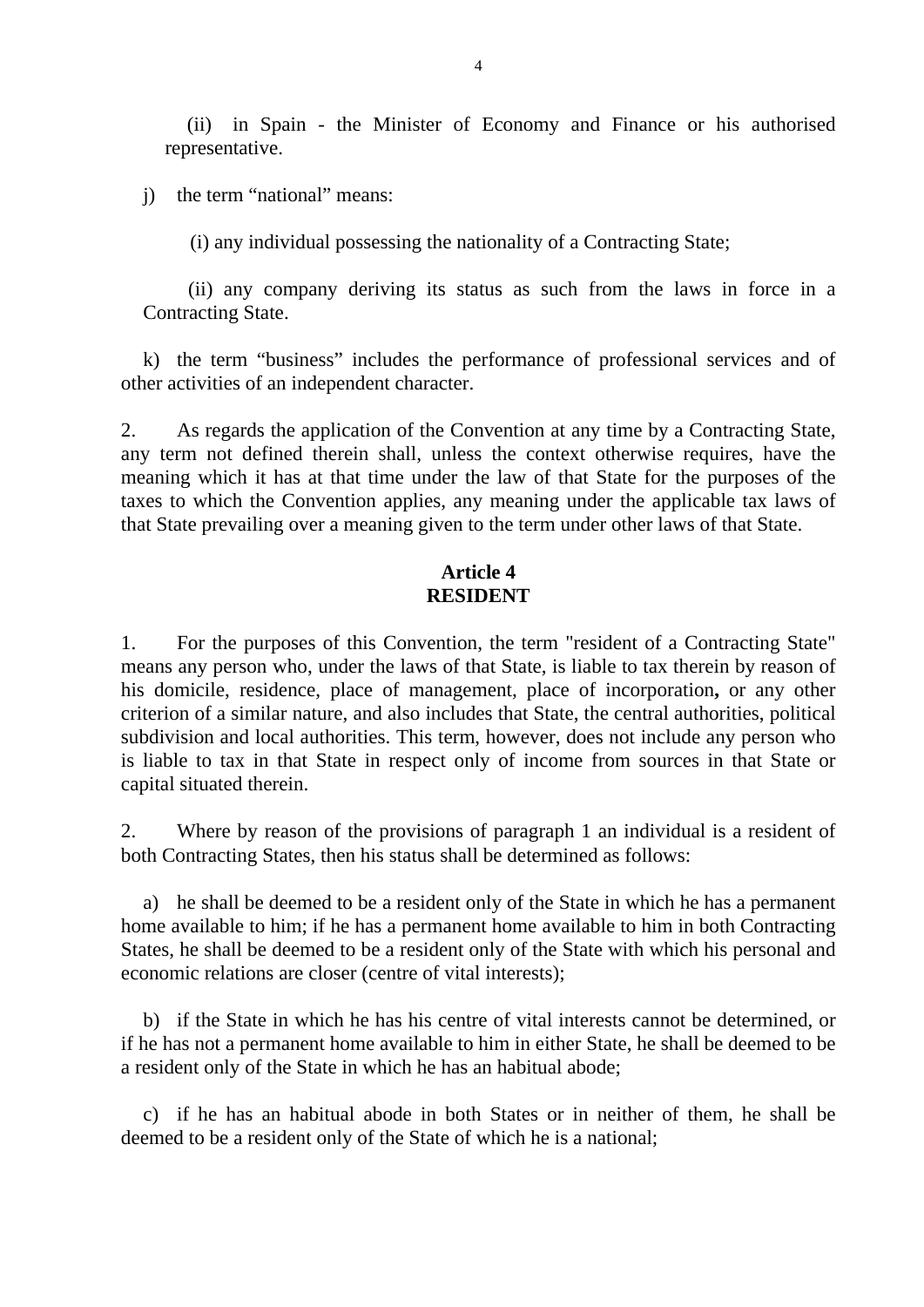(ii) in Spain - the Minister of Economy and Finance or his authorised representative.

j) the term “national” means:

(i) any individual possessing the nationality of a Contracting State;

(ii) any company deriving its status as such from the laws in force in a Contracting State.

k) the term “business” includes the performance of professional services and of other activities of an independent character.

2. As regards the application of the Convention at any time by a Contracting State, any term not defined therein shall, unless the context otherwise requires, have the meaning which it has at that time under the law of that State for the purposes of the taxes to which the Convention applies, any meaning under the applicable tax laws of that State prevailing over a meaning given to the term under other laws of that State.

## Article 4
## RESIDENT

1. For the purposes of this Convention, the term "resident of a Contracting State" means any person who, under the laws of that State, is liable to tax therein by reason of his domicile, residence, place of management, place of incorporation**,** or any other criterion of a similar nature, and also includes that State, the central authorities, political subdivision and local authorities. This term, however, does not include any person who is liable to tax in that State in respect only of income from sources in that State or capital situated therein.

2. Where by reason of the provisions of paragraph 1 an individual is a resident of both Contracting States, then his status shall be determined as follows:

a) he shall be deemed to be a resident only of the State in which he has a permanent home available to him; if he has a permanent home available to him in both Contracting States, he shall be deemed to be a resident only of the State with which his personal and economic relations are closer (centre of vital interests);

b) if the State in which he has his centre of vital interests cannot be determined, or if he has not a permanent home available to him in either State, he shall be deemed to be a resident only of the State in which he has an habitual abode;

c) if he has an habitual abode in both States or in neither of them, he shall be deemed to be a resident only of the State of which he is a national;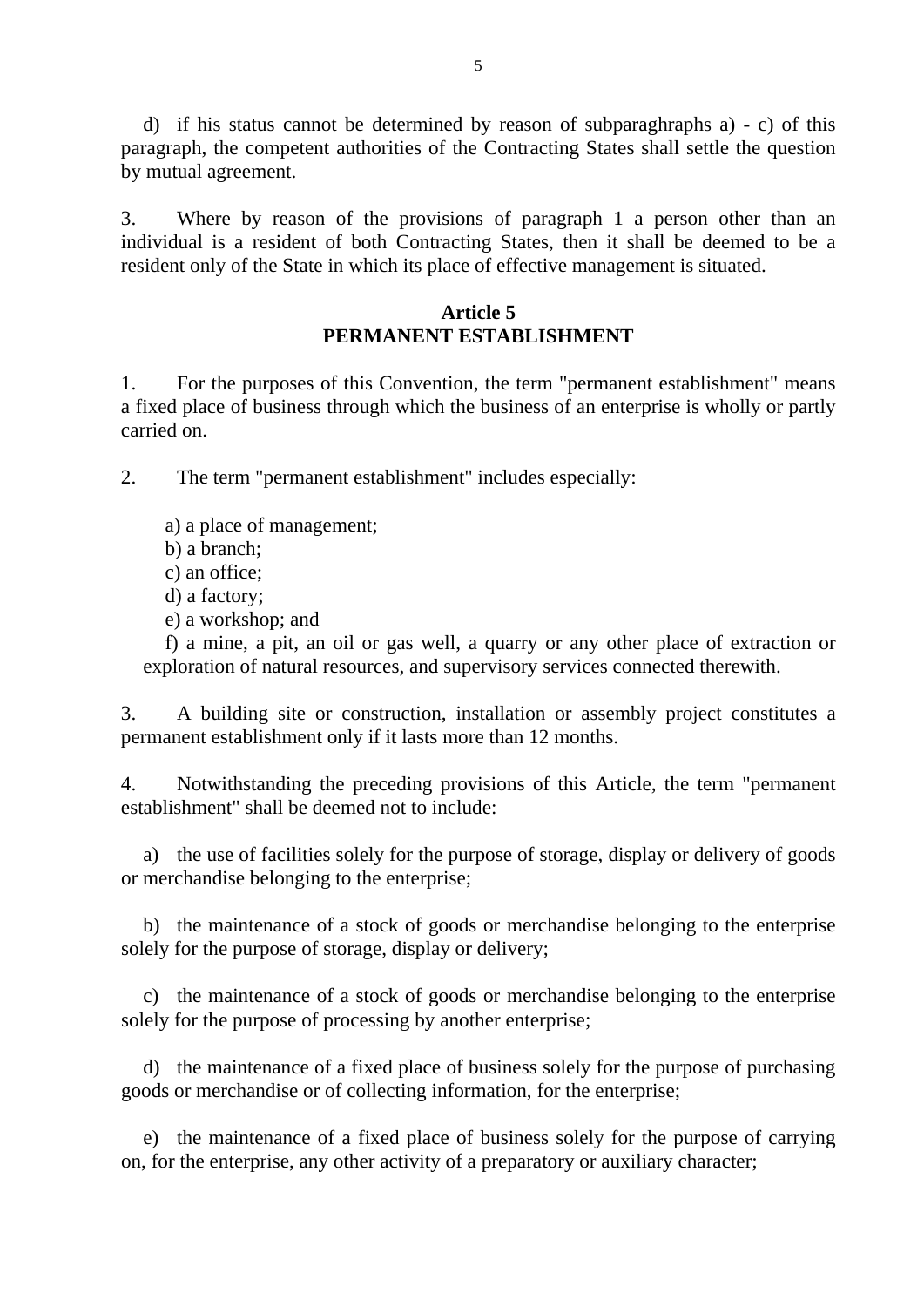d) if his status cannot be determined by reason of subparaghraphs a) - c) of this paragraph, the competent authorities of the Contracting States shall settle the question by mutual agreement.

3. Where by reason of the provisions of paragraph 1 a person other than an individual is a resident of both Contracting States, then it shall be deemed to be a resident only of the State in which its place of effective management is situated.

## Article 5
## PERMANENT ESTABLISHMENT

1. For the purposes of this Convention, the term "permanent establishment" means a fixed place of business through which the business of an enterprise is wholly or partly carried on.

2. The term "permanent establishment" includes especially:

a) a place of management;
b) a branch;
c) an office;
d) a factory;
e) a workshop; and
f) a mine, a pit, an oil or gas well, a quarry or any other place of extraction or exploration of natural resources, and supervisory services connected therewith.

3. A building site or construction, installation or assembly project constitutes a permanent establishment only if it lasts more than 12 months.

4. Notwithstanding the preceding provisions of this Article, the term "permanent establishment" shall be deemed not to include:

a) the use of facilities solely for the purpose of storage, display or delivery of goods or merchandise belonging to the enterprise;

b) the maintenance of a stock of goods or merchandise belonging to the enterprise solely for the purpose of storage, display or delivery;

c) the maintenance of a stock of goods or merchandise belonging to the enterprise solely for the purpose of processing by another enterprise;

d) the maintenance of a fixed place of business solely for the purpose of purchasing goods or merchandise or of collecting information, for the enterprise;

e) the maintenance of a fixed place of business solely for the purpose of carrying on, for the enterprise, any other activity of a preparatory or auxiliary character;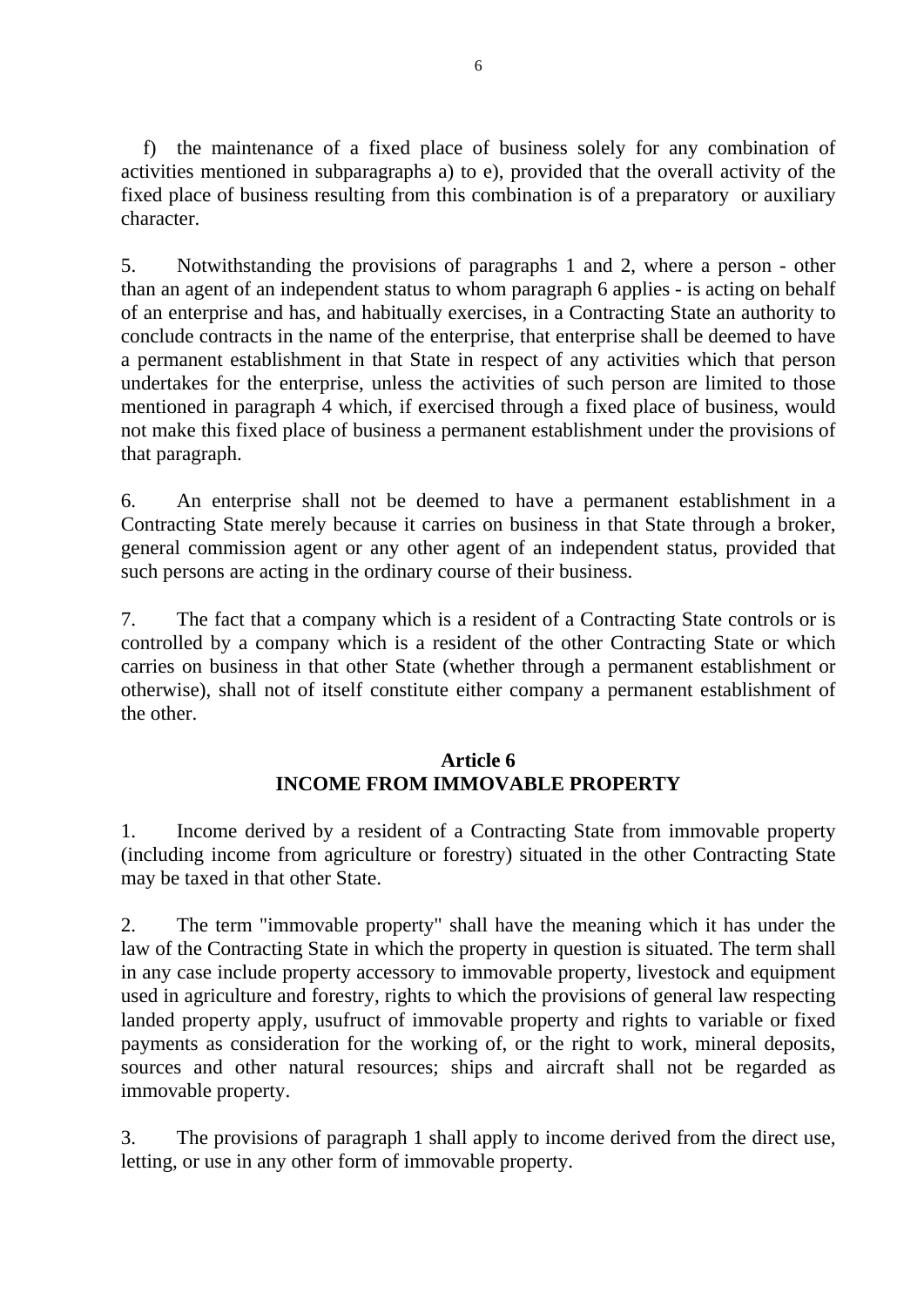f) the maintenance of a fixed place of business solely for any combination of activities mentioned in subparagraphs a) to e), provided that the overall activity of the fixed place of business resulting from this combination is of a preparatory or auxiliary character.

5. Notwithstanding the provisions of paragraphs 1 and 2, where a person - other than an agent of an independent status to whom paragraph 6 applies - is acting on behalf of an enterprise and has, and habitually exercises, in a Contracting State an authority to conclude contracts in the name of the enterprise, that enterprise shall be deemed to have a permanent establishment in that State in respect of any activities which that person undertakes for the enterprise, unless the activities of such person are limited to those mentioned in paragraph 4 which, if exercised through a fixed place of business, would not make this fixed place of business a permanent establishment under the provisions of that paragraph.

6. An enterprise shall not be deemed to have a permanent establishment in a Contracting State merely because it carries on business in that State through a broker, general commission agent or any other agent of an independent status, provided that such persons are acting in the ordinary course of their business.

7. The fact that a company which is a resident of a Contracting State controls or is controlled by a company which is a resident of the other Contracting State or which carries on business in that other State (whether through a permanent establishment or otherwise), shall not of itself constitute either company a permanent establishment of the other.

## Article 6
## INCOME FROM IMMOVABLE PROPERTY

1. Income derived by a resident of a Contracting State from immovable property (including income from agriculture or forestry) situated in the other Contracting State may be taxed in that other State.

2. The term "immovable property" shall have the meaning which it has under the law of the Contracting State in which the property in question is situated. The term shall in any case include property accessory to immovable property, livestock and equipment used in agriculture and forestry, rights to which the provisions of general law respecting landed property apply, usufruct of immovable property and rights to variable or fixed payments as consideration for the working of, or the right to work, mineral deposits, sources and other natural resources; ships and aircraft shall not be regarded as immovable property.

3. The provisions of paragraph 1 shall apply to income derived from the direct use, letting, or use in any other form of immovable property.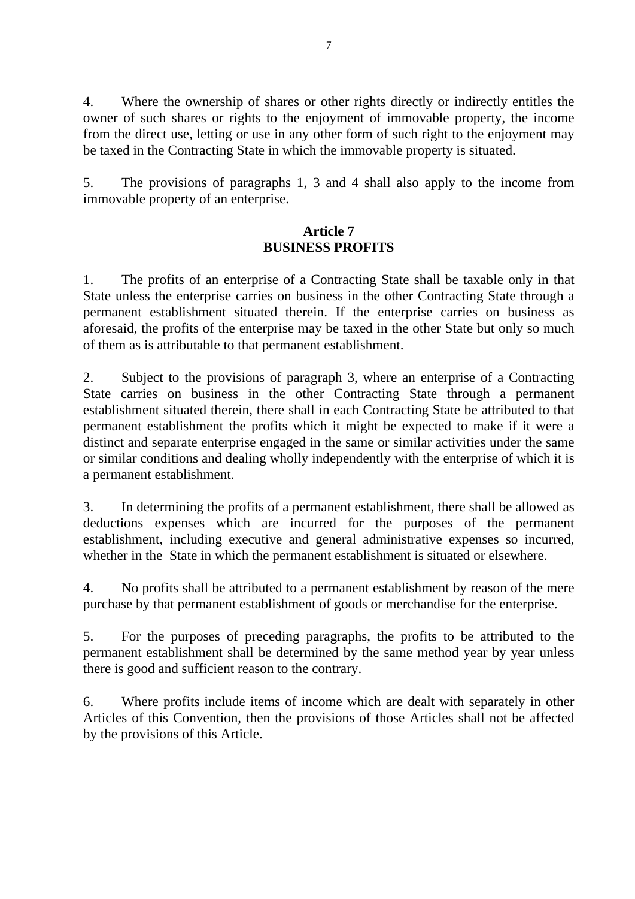4. Where the ownership of shares or other rights directly or indirectly entitles the owner of such shares or rights to the enjoyment of immovable property, the income from the direct use, letting or use in any other form of such right to the enjoyment may be taxed in the Contracting State in which the immovable property is situated.

5. The provisions of paragraphs 1, 3 and 4 shall also apply to the income from immovable property of an enterprise.

## Article 7
## BUSINESS PROFITS

1. The profits of an enterprise of a Contracting State shall be taxable only in that State unless the enterprise carries on business in the other Contracting State through a permanent establishment situated therein. If the enterprise carries on business as aforesaid, the profits of the enterprise may be taxed in the other State but only so much of them as is attributable to that permanent establishment.

2. Subject to the provisions of paragraph 3, where an enterprise of a Contracting State carries on business in the other Contracting State through a permanent establishment situated therein, there shall in each Contracting State be attributed to that permanent establishment the profits which it might be expected to make if it were a distinct and separate enterprise engaged in the same or similar activities under the same or similar conditions and dealing wholly independently with the enterprise of which it is a permanent establishment.

3. In determining the profits of a permanent establishment, there shall be allowed as deductions expenses which are incurred for the purposes of the permanent establishment, including executive and general administrative expenses so incurred, whether in the State in which the permanent establishment is situated or elsewhere.

4. No profits shall be attributed to a permanent establishment by reason of the mere purchase by that permanent establishment of goods or merchandise for the enterprise.

5. For the purposes of preceding paragraphs, the profits to be attributed to the permanent establishment shall be determined by the same method year by year unless there is good and sufficient reason to the contrary.

6. Where profits include items of income which are dealt with separately in other Articles of this Convention, then the provisions of those Articles shall not be affected by the provisions of this Article.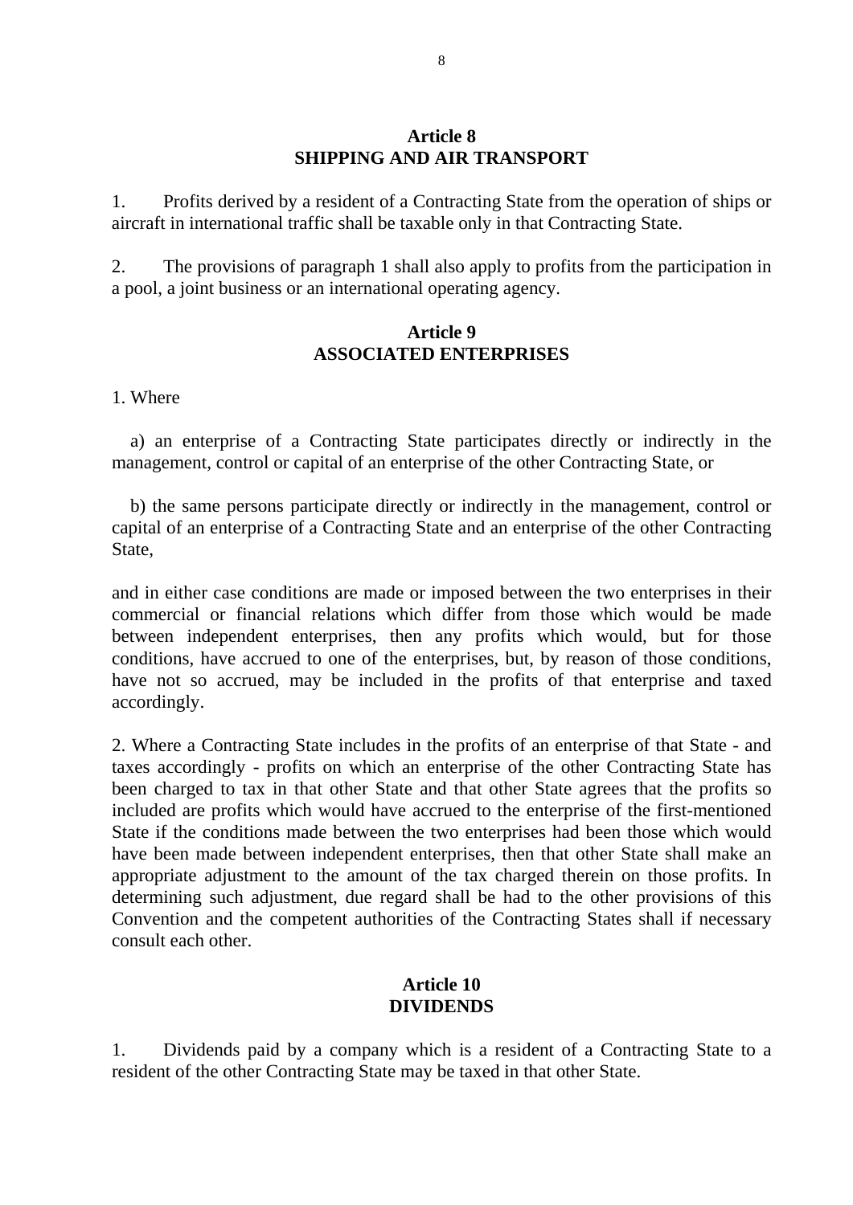## Article 8
## SHIPPING AND AIR TRANSPORT

1. Profits derived by a resident of a Contracting State from the operation of ships or aircraft in international traffic shall be taxable only in that Contracting State.

2. The provisions of paragraph 1 shall also apply to profits from the participation in a pool, a joint business or an international operating agency.

## Article 9
## ASSOCIATED ENTERPRISES

1. Where

a) an enterprise of a Contracting State participates directly or indirectly in the management, control or capital of an enterprise of the other Contracting State, or

b) the same persons participate directly or indirectly in the management, control or capital of an enterprise of a Contracting State and an enterprise of the other Contracting State,

and in either case conditions are made or imposed between the two enterprises in their commercial or financial relations which differ from those which would be made between independent enterprises, then any profits which would, but for those conditions, have accrued to one of the enterprises, but, by reason of those conditions, have not so accrued, may be included in the profits of that enterprise and taxed accordingly.

2. Where a Contracting State includes in the profits of an enterprise of that State - and taxes accordingly - profits on which an enterprise of the other Contracting State has been charged to tax in that other State and that other State agrees that the profits so included are profits which would have accrued to the enterprise of the first-mentioned State if the conditions made between the two enterprises had been those which would have been made between independent enterprises, then that other State shall make an appropriate adjustment to the amount of the tax charged therein on those profits. In determining such adjustment, due regard shall be had to the other provisions of this Convention and the competent authorities of the Contracting States shall if necessary consult each other.

## Article 10
## DIVIDENDS

1. Dividends paid by a company which is a resident of a Contracting State to a resident of the other Contracting State may be taxed in that other State.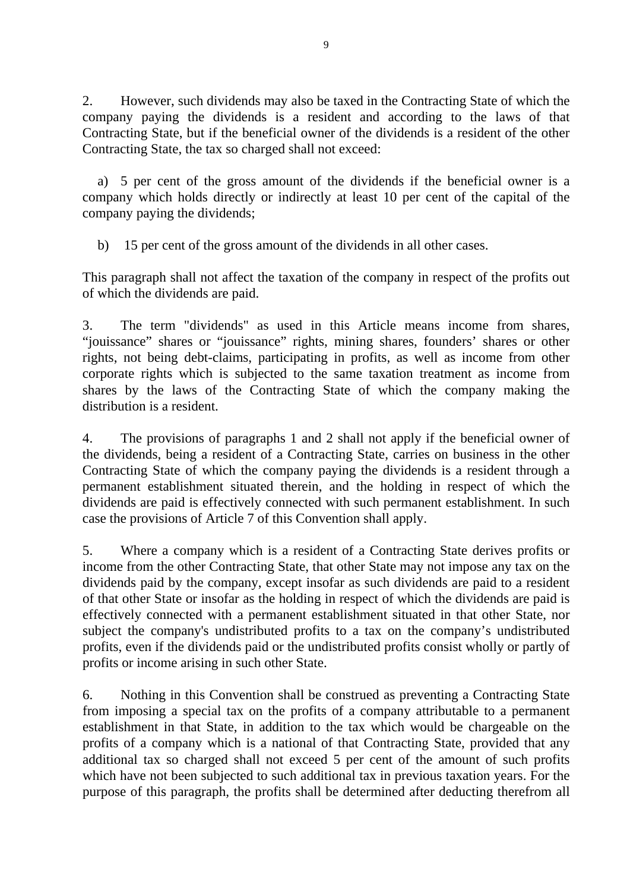2. However, such dividends may also be taxed in the Contracting State of which the company paying the dividends is a resident and according to the laws of that Contracting State, but if the beneficial owner of the dividends is a resident of the other Contracting State, the tax so charged shall not exceed:

a) 5 per cent of the gross amount of the dividends if the beneficial owner is a company which holds directly or indirectly at least 10 per cent of the capital of the company paying the dividends;

b) 15 per cent of the gross amount of the dividends in all other cases.

This paragraph shall not affect the taxation of the company in respect of the profits out of which the dividends are paid.

3. The term "dividends" as used in this Article means income from shares, “jouissance” shares or “jouissance” rights, mining shares, founders’ shares or other rights, not being debt-claims, participating in profits, as well as income from other corporate rights which is subjected to the same taxation treatment as income from shares by the laws of the Contracting State of which the company making the distribution is a resident.

4. The provisions of paragraphs 1 and 2 shall not apply if the beneficial owner of the dividends, being a resident of a Contracting State, carries on business in the other Contracting State of which the company paying the dividends is a resident through a permanent establishment situated therein, and the holding in respect of which the dividends are paid is effectively connected with such permanent establishment. In such case the provisions of Article 7 of this Convention shall apply.

5. Where a company which is a resident of a Contracting State derives profits or income from the other Contracting State, that other State may not impose any tax on the dividends paid by the company, except insofar as such dividends are paid to a resident of that other State or insofar as the holding in respect of which the dividends are paid is effectively connected with a permanent establishment situated in that other State, nor subject the company's undistributed profits to a tax on the company’s undistributed profits, even if the dividends paid or the undistributed profits consist wholly or partly of profits or income arising in such other State.

6. Nothing in this Convention shall be construed as preventing a Contracting State from imposing a special tax on the profits of a company attributable to a permanent establishment in that State, in addition to the tax which would be chargeable on the profits of a company which is a national of that Contracting State, provided that any additional tax so charged shall not exceed 5 per cent of the amount of such profits which have not been subjected to such additional tax in previous taxation years. For the purpose of this paragraph, the profits shall be determined after deducting therefrom all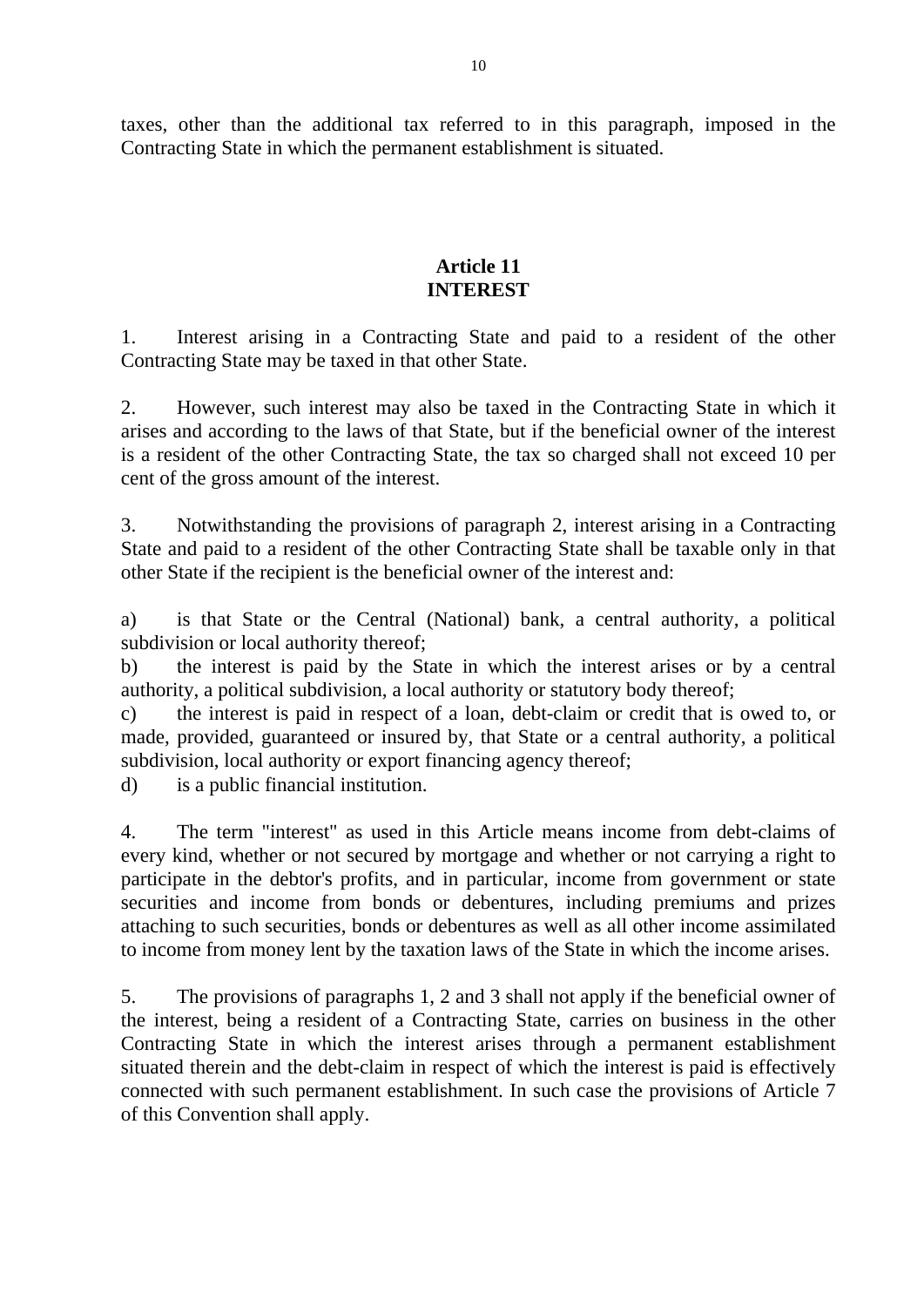taxes, other than the additional tax referred to in this paragraph, imposed in the Contracting State in which the permanent establishment is situated.

## Article 11
## INTEREST

1. Interest arising in a Contracting State and paid to a resident of the other Contracting State may be taxed in that other State.

2. However, such interest may also be taxed in the Contracting State in which it arises and according to the laws of that State, but if the beneficial owner of the interest is a resident of the other Contracting State, the tax so charged shall not exceed 10 per cent of the gross amount of the interest.

3. Notwithstanding the provisions of paragraph 2, interest arising in a Contracting State and paid to a resident of the other Contracting State shall be taxable only in that other State if the recipient is the beneficial owner of the interest and:

a) is that State or the Central (National) bank, a central authority, a political subdivision or local authority thereof;
b) the interest is paid by the State in which the interest arises or by a central authority, a political subdivision, a local authority or statutory body thereof;
c) the interest is paid in respect of a loan, debt-claim or credit that is owed to, or made, provided, guaranteed or insured by, that State or a central authority, a political subdivision, local authority or export financing agency thereof;
d) is a public financial institution.

4. The term "interest" as used in this Article means income from debt-claims of every kind, whether or not secured by mortgage and whether or not carrying a right to participate in the debtor's profits, and in particular, income from government or state securities and income from bonds or debentures, including premiums and prizes attaching to such securities, bonds or debentures as well as all other income assimilated to income from money lent by the taxation laws of the State in which the income arises.

5. The provisions of paragraphs 1, 2 and 3 shall not apply if the beneficial owner of the interest, being a resident of a Contracting State, carries on business in the other Contracting State in which the interest arises through a permanent establishment situated therein and the debt-claim in respect of which the interest is paid is effectively connected with such permanent establishment. In such case the provisions of Article 7 of this Convention shall apply.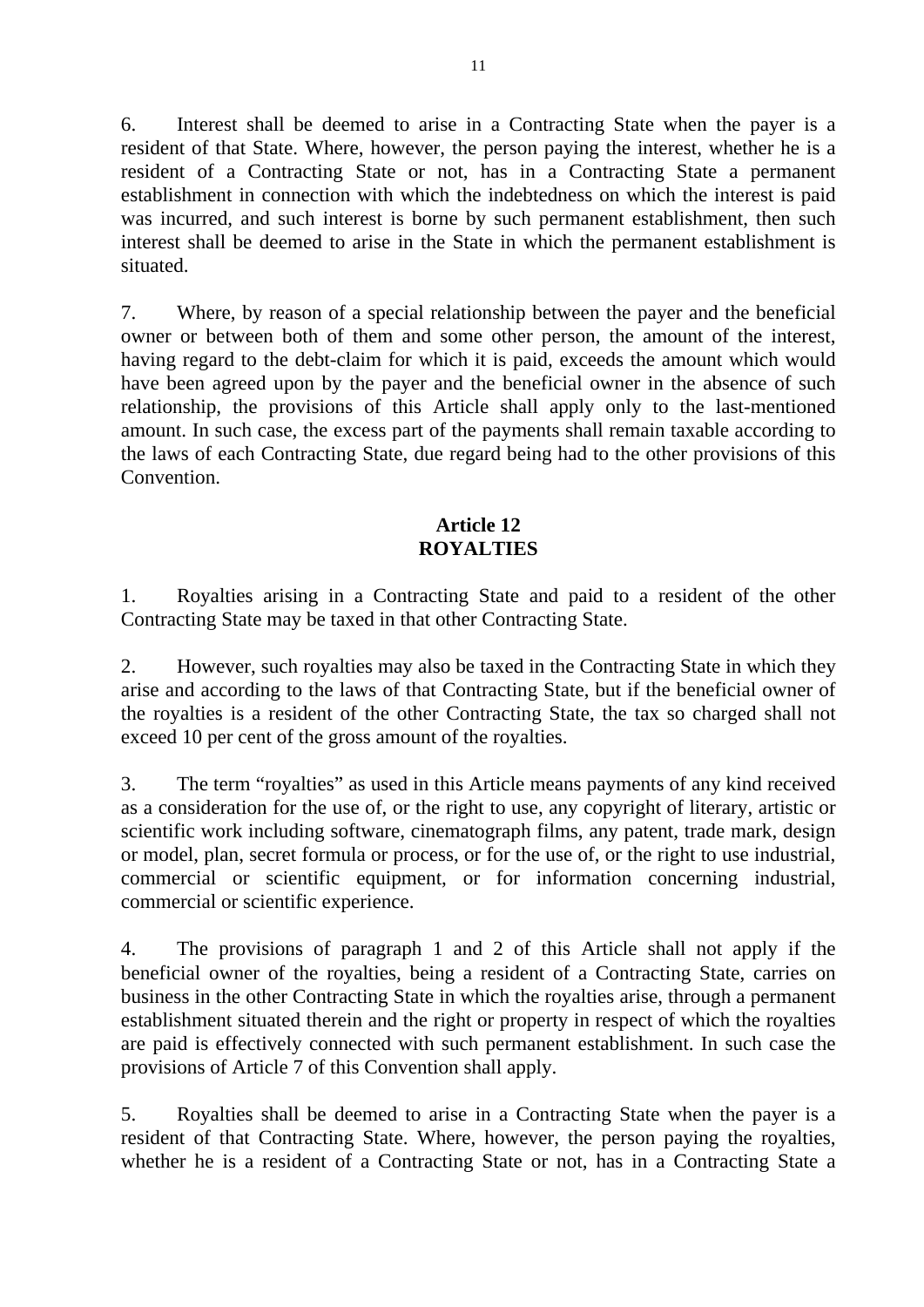6. Interest shall be deemed to arise in a Contracting State when the payer is a resident of that State. Where, however, the person paying the interest, whether he is a resident of a Contracting State or not, has in a Contracting State a permanent establishment in connection with which the indebtedness on which the interest is paid was incurred, and such interest is borne by such permanent establishment, then such interest shall be deemed to arise in the State in which the permanent establishment is situated.

7. Where, by reason of a special relationship between the payer and the beneficial owner or between both of them and some other person, the amount of the interest, having regard to the debt-claim for which it is paid, exceeds the amount which would have been agreed upon by the payer and the beneficial owner in the absence of such relationship, the provisions of this Article shall apply only to the last-mentioned amount. In such case, the excess part of the payments shall remain taxable according to the laws of each Contracting State, due regard being had to the other provisions of this Convention.

## Article 12
## ROYALTIES

1. Royalties arising in a Contracting State and paid to a resident of the other Contracting State may be taxed in that other Contracting State.

2. However, such royalties may also be taxed in the Contracting State in which they arise and according to the laws of that Contracting State, but if the beneficial owner of the royalties is a resident of the other Contracting State, the tax so charged shall not exceed 10 per cent of the gross amount of the royalties.

3. The term "royalties" as used in this Article means payments of any kind received as a consideration for the use of, or the right to use, any copyright of literary, artistic or scientific work including software, cinematograph films, any patent, trade mark, design or model, plan, secret formula or process, or for the use of, or the right to use industrial, commercial or scientific equipment, or for information concerning industrial, commercial or scientific experience.

4. The provisions of paragraph 1 and 2 of this Article shall not apply if the beneficial owner of the royalties, being a resident of a Contracting State, carries on business in the other Contracting State in which the royalties arise, through a permanent establishment situated therein and the right or property in respect of which the royalties are paid is effectively connected with such permanent establishment. In such case the provisions of Article 7 of this Convention shall apply.

5. Royalties shall be deemed to arise in a Contracting State when the payer is a resident of that Contracting State. Where, however, the person paying the royalties, whether he is a resident of a Contracting State or not, has in a Contracting State a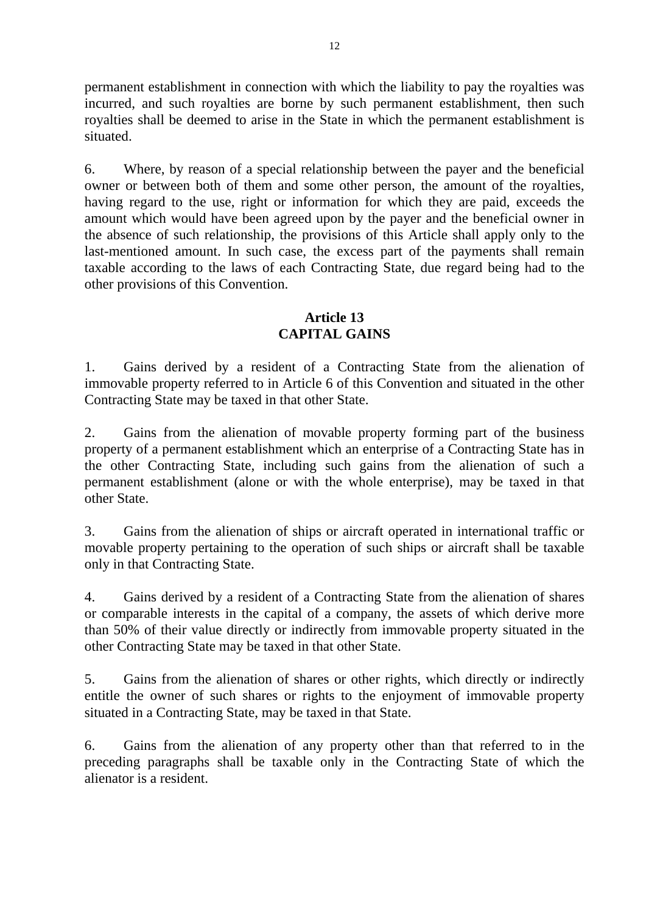permanent establishment in connection with which the liability to pay the royalties was incurred, and such royalties are borne by such permanent establishment, then such royalties shall be deemed to arise in the State in which the permanent establishment is situated.

6. Where, by reason of a special relationship between the payer and the beneficial owner or between both of them and some other person, the amount of the royalties, having regard to the use, right or information for which they are paid, exceeds the amount which would have been agreed upon by the payer and the beneficial owner in the absence of such relationship, the provisions of this Article shall apply only to the last-mentioned amount. In such case, the excess part of the payments shall remain taxable according to the laws of each Contracting State, due regard being had to the other provisions of this Convention.

## Article 13
## CAPITAL GAINS

1. Gains derived by a resident of a Contracting State from the alienation of immovable property referred to in Article 6 of this Convention and situated in the other Contracting State may be taxed in that other State.

2. Gains from the alienation of movable property forming part of the business property of a permanent establishment which an enterprise of a Contracting State has in the other Contracting State, including such gains from the alienation of such a permanent establishment (alone or with the whole enterprise), may be taxed in that other State.

3. Gains from the alienation of ships or aircraft operated in international traffic or movable property pertaining to the operation of such ships or aircraft shall be taxable only in that Contracting State.

4. Gains derived by a resident of a Contracting State from the alienation of shares or comparable interests in the capital of a company, the assets of which derive more than 50% of their value directly or indirectly from immovable property situated in the other Contracting State may be taxed in that other State.

5. Gains from the alienation of shares or other rights, which directly or indirectly entitle the owner of such shares or rights to the enjoyment of immovable property situated in a Contracting State, may be taxed in that State.

6. Gains from the alienation of any property other than that referred to in the preceding paragraphs shall be taxable only in the Contracting State of which the alienator is a resident.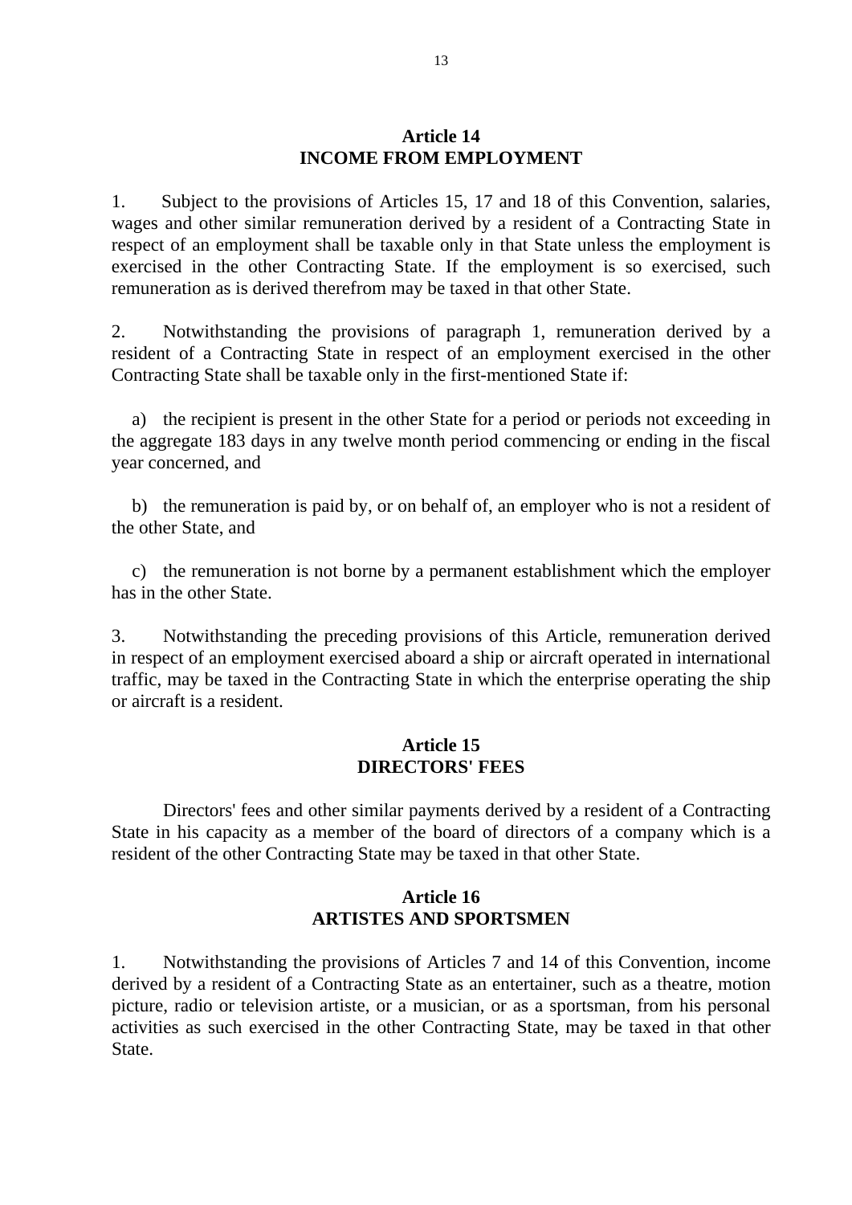## Article 14
## INCOME FROM EMPLOYMENT

1. Subject to the provisions of Articles 15, 17 and 18 of this Convention, salaries, wages and other similar remuneration derived by a resident of a Contracting State in respect of an employment shall be taxable only in that State unless the employment is exercised in the other Contracting State. If the employment is so exercised, such remuneration as is derived therefrom may be taxed in that other State.

2. Notwithstanding the provisions of paragraph 1, remuneration derived by a resident of a Contracting State in respect of an employment exercised in the other Contracting State shall be taxable only in the first-mentioned State if:

a) the recipient is present in the other State for a period or periods not exceeding in the aggregate 183 days in any twelve month period commencing or ending in the fiscal year concerned, and

b) the remuneration is paid by, or on behalf of, an employer who is not a resident of the other State, and

c) the remuneration is not borne by a permanent establishment which the employer has in the other State.

3. Notwithstanding the preceding provisions of this Article, remuneration derived in respect of an employment exercised aboard a ship or aircraft operated in international traffic, may be taxed in the Contracting State in which the enterprise operating the ship or aircraft is a resident.

## Article 15
## DIRECTORS' FEES

Directors' fees and other similar payments derived by a resident of a Contracting State in his capacity as a member of the board of directors of a company which is a resident of the other Contracting State may be taxed in that other State.

## Article 16
## ARTISTES AND SPORTSMEN

1. Notwithstanding the provisions of Articles 7 and 14 of this Convention, income derived by a resident of a Contracting State as an entertainer, such as a theatre, motion picture, radio or television artiste, or a musician, or as a sportsman, from his personal activities as such exercised in the other Contracting State, may be taxed in that other State.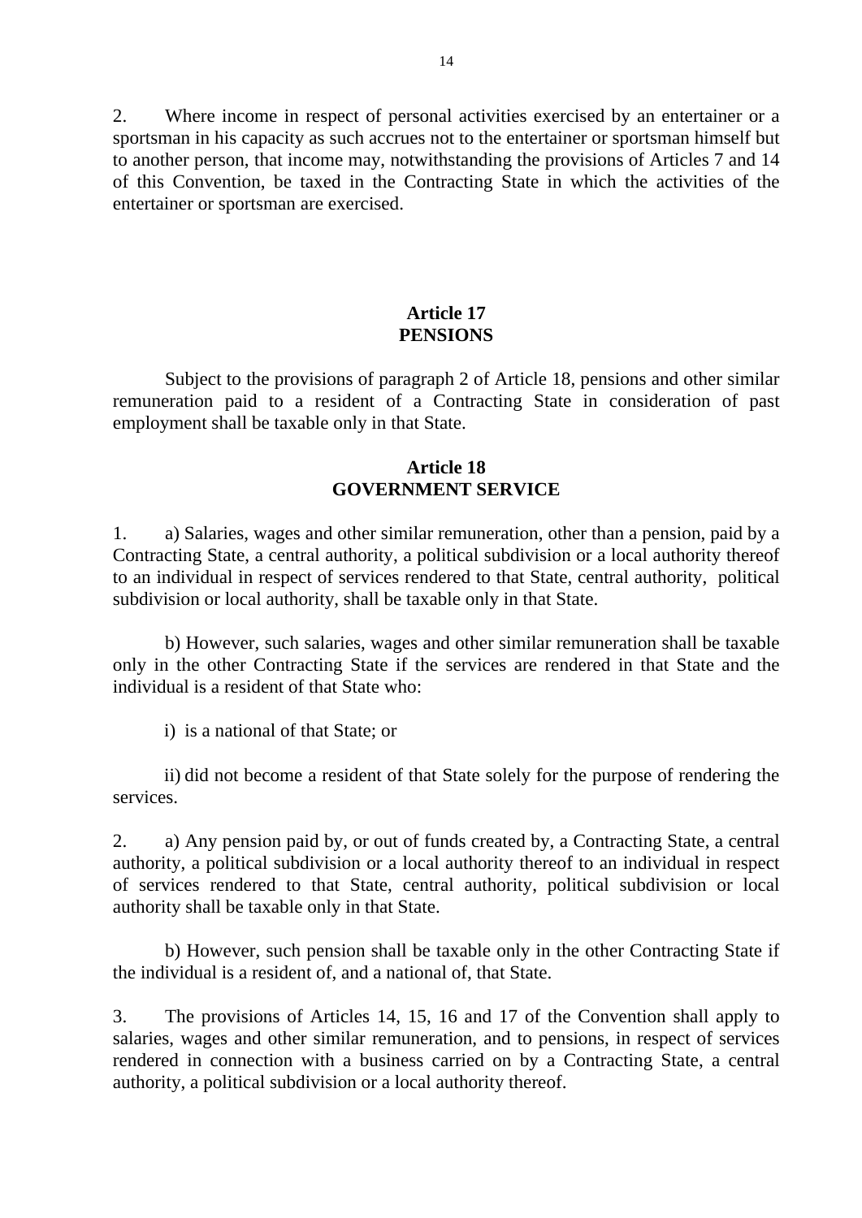2. Where income in respect of personal activities exercised by an entertainer or a sportsman in his capacity as such accrues not to the entertainer or sportsman himself but to another person, that income may, notwithstanding the provisions of Articles 7 and 14 of this Convention, be taxed in the Contracting State in which the activities of the entertainer or sportsman are exercised.

## Article 17
## PENSIONS

Subject to the provisions of paragraph 2 of Article 18, pensions and other similar remuneration paid to a resident of a Contracting State in consideration of past employment shall be taxable only in that State.

## Article 18
## GOVERNMENT SERVICE

1. a) Salaries, wages and other similar remuneration, other than a pension, paid by a Contracting State, a central authority, a political subdivision or a local authority thereof to an individual in respect of services rendered to that State, central authority, political subdivision or local authority, shall be taxable only in that State.

b) However, such salaries, wages and other similar remuneration shall be taxable only in the other Contracting State if the services are rendered in that State and the individual is a resident of that State who:

i) is a national of that State; or

ii) did not become a resident of that State solely for the purpose of rendering the services.

2. a) Any pension paid by, or out of funds created by, a Contracting State, a central authority, a political subdivision or a local authority thereof to an individual in respect of services rendered to that State, central authority, political subdivision or local authority shall be taxable only in that State.

b) However, such pension shall be taxable only in the other Contracting State if the individual is a resident of, and a national of, that State.

3. The provisions of Articles 14, 15, 16 and 17 of the Convention shall apply to salaries, wages and other similar remuneration, and to pensions, in respect of services rendered in connection with a business carried on by a Contracting State, a central authority, a political subdivision or a local authority thereof.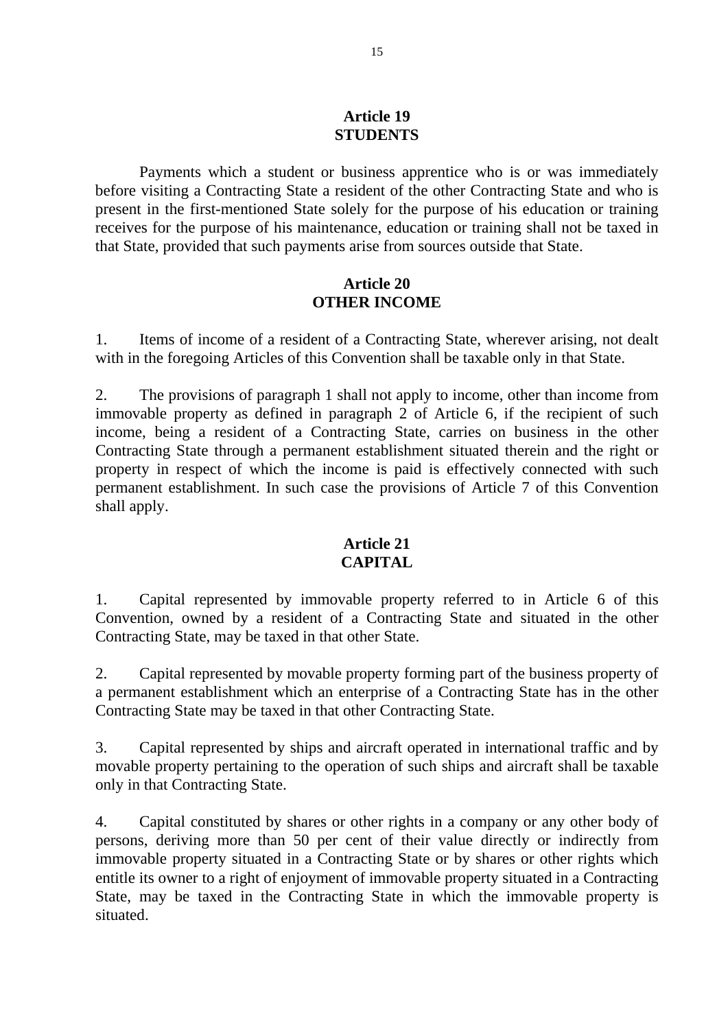## Article 19
## STUDENTS

Payments which a student or business apprentice who is or was immediately before visiting a Contracting State a resident of the other Contracting State and who is present in the first-mentioned State solely for the purpose of his education or training receives for the purpose of his maintenance, education or training shall not be taxed in that State, provided that such payments arise from sources outside that State.

## Article 20
## OTHER INCOME

1. Items of income of a resident of a Contracting State, wherever arising, not dealt with in the foregoing Articles of this Convention shall be taxable only in that State.

2. The provisions of paragraph 1 shall not apply to income, other than income from immovable property as defined in paragraph 2 of Article 6, if the recipient of such income, being a resident of a Contracting State, carries on business in the other Contracting State through a permanent establishment situated therein and the right or property in respect of which the income is paid is effectively connected with such permanent establishment. In such case the provisions of Article 7 of this Convention shall apply.

## Article 21
## CAPITAL

1. Capital represented by immovable property referred to in Article 6 of this Convention, owned by a resident of a Contracting State and situated in the other Contracting State, may be taxed in that other State.

2. Capital represented by movable property forming part of the business property of a permanent establishment which an enterprise of a Contracting State has in the other Contracting State may be taxed in that other Contracting State.

3. Capital represented by ships and aircraft operated in international traffic and by movable property pertaining to the operation of such ships and aircraft shall be taxable only in that Contracting State.

4. Capital constituted by shares or other rights in a company or any other body of persons, deriving more than 50 per cent of their value directly or indirectly from immovable property situated in a Contracting State or by shares or other rights which entitle its owner to a right of enjoyment of immovable property situated in a Contracting State, may be taxed in the Contracting State in which the immovable property is situated.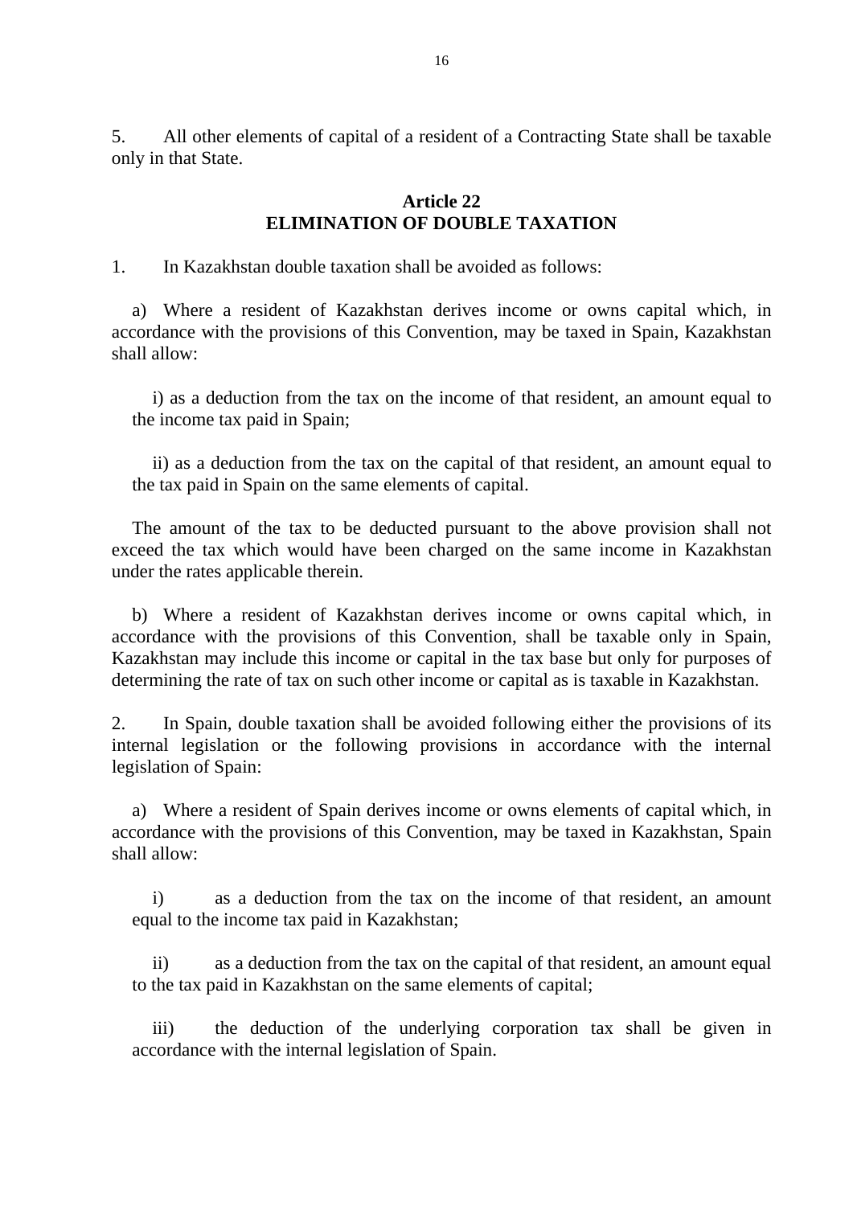5. All other elements of capital of a resident of a Contracting State shall be taxable only in that State.

**Article 22**
**ELIMINATION OF DOUBLE TAXATION**

1. In Kazakhstan double taxation shall be avoided as follows:

a) Where a resident of Kazakhstan derives income or owns capital which, in accordance with the provisions of this Convention, may be taxed in Spain, Kazakhstan shall allow:

i) as a deduction from the tax on the income of that resident, an amount equal to the income tax paid in Spain;

ii) as a deduction from the tax on the capital of that resident, an amount equal to the tax paid in Spain on the same elements of capital.

The amount of the tax to be deducted pursuant to the above provision shall not exceed the tax which would have been charged on the same income in Kazakhstan under the rates applicable therein.

b) Where a resident of Kazakhstan derives income or owns capital which, in accordance with the provisions of this Convention, shall be taxable only in Spain, Kazakhstan may include this income or capital in the tax base but only for purposes of determining the rate of tax on such other income or capital as is taxable in Kazakhstan.

2. In Spain, double taxation shall be avoided following either the provisions of its internal legislation or the following provisions in accordance with the internal legislation of Spain:

a) Where a resident of Spain derives income or owns elements of capital which, in accordance with the provisions of this Convention, may be taxed in Kazakhstan, Spain shall allow:

i) as a deduction from the tax on the income of that resident, an amount equal to the income tax paid in Kazakhstan;

ii) as a deduction from the tax on the capital of that resident, an amount equal to the tax paid in Kazakhstan on the same elements of capital;

iii) the deduction of the underlying corporation tax shall be given in accordance with the internal legislation of Spain.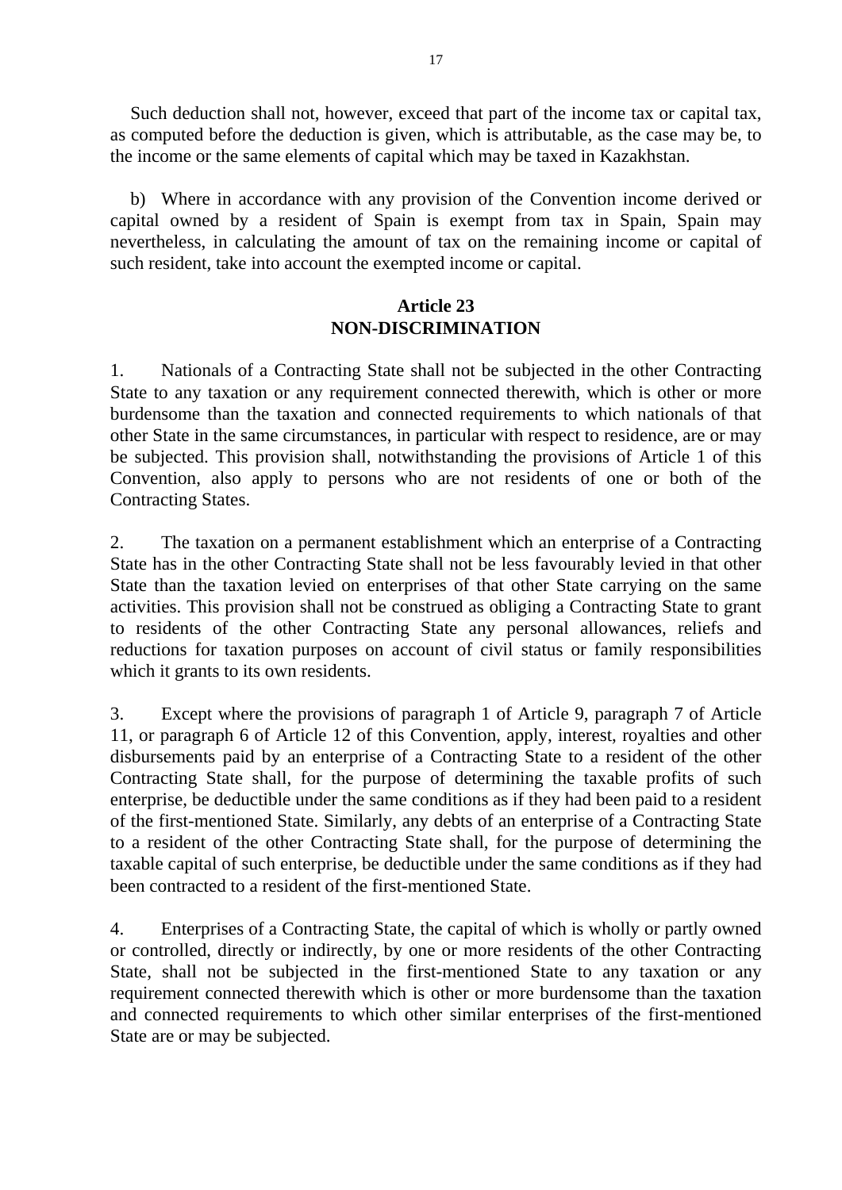Such deduction shall not, however, exceed that part of the income tax or capital tax, as computed before the deduction is given, which is attributable, as the case may be, to the income or the same elements of capital which may be taxed in Kazakhstan.

b) Where in accordance with any provision of the Convention income derived or capital owned by a resident of Spain is exempt from tax in Spain, Spain may nevertheless, in calculating the amount of tax on the remaining income or capital of such resident, take into account the exempted income or capital.

## Article 23
## NON-DISCRIMINATION

1. Nationals of a Contracting State shall not be subjected in the other Contracting State to any taxation or any requirement connected therewith, which is other or more burdensome than the taxation and connected requirements to which nationals of that other State in the same circumstances, in particular with respect to residence, are or may be subjected. This provision shall, notwithstanding the provisions of Article 1 of this Convention, also apply to persons who are not residents of one or both of the Contracting States.

2. The taxation on a permanent establishment which an enterprise of a Contracting State has in the other Contracting State shall not be less favourably levied in that other State than the taxation levied on enterprises of that other State carrying on the same activities. This provision shall not be construed as obliging a Contracting State to grant to residents of the other Contracting State any personal allowances, reliefs and reductions for taxation purposes on account of civil status or family responsibilities which it grants to its own residents.

3. Except where the provisions of paragraph 1 of Article 9, paragraph 7 of Article 11, or paragraph 6 of Article 12 of this Convention, apply, interest, royalties and other disbursements paid by an enterprise of a Contracting State to a resident of the other Contracting State shall, for the purpose of determining the taxable profits of such enterprise, be deductible under the same conditions as if they had been paid to a resident of the first-mentioned State. Similarly, any debts of an enterprise of a Contracting State to a resident of the other Contracting State shall, for the purpose of determining the taxable capital of such enterprise, be deductible under the same conditions as if they had been contracted to a resident of the first-mentioned State.

4. Enterprises of a Contracting State, the capital of which is wholly or partly owned or controlled, directly or indirectly, by one or more residents of the other Contracting State, shall not be subjected in the first-mentioned State to any taxation or any requirement connected therewith which is other or more burdensome than the taxation and connected requirements to which other similar enterprises of the first-mentioned State are or may be subjected.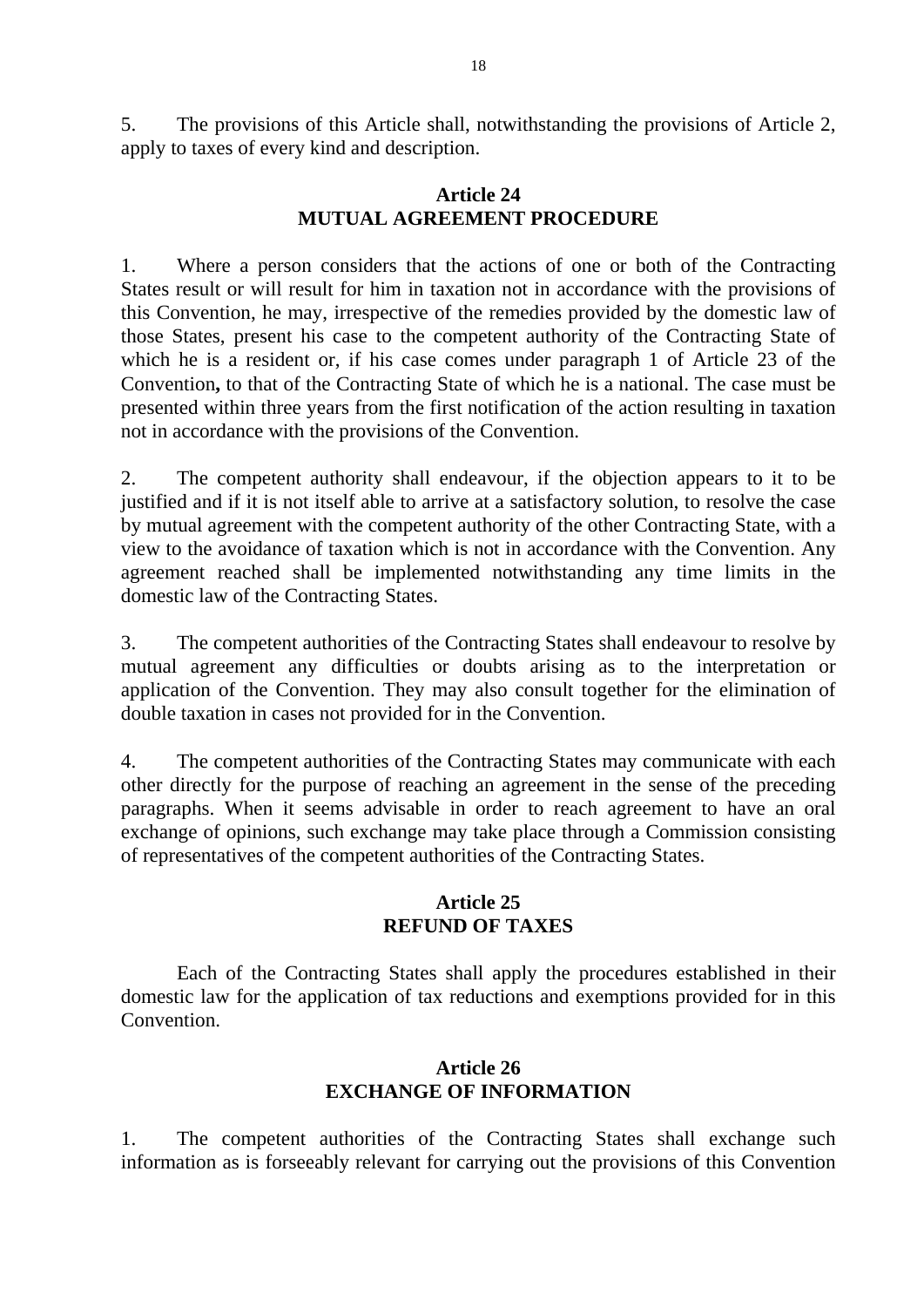5. The provisions of this Article shall, notwithstanding the provisions of Article 2, apply to taxes of every kind and description.

## Article 24
## MUTUAL AGREEMENT PROCEDURE

1. Where a person considers that the actions of one or both of the Contracting States result or will result for him in taxation not in accordance with the provisions of this Convention, he may, irrespective of the remedies provided by the domestic law of those States, present his case to the competent authority of the Contracting State of which he is a resident or, if his case comes under paragraph 1 of Article 23 of the Convention**,** to that of the Contracting State of which he is a national. The case must be presented within three years from the first notification of the action resulting in taxation not in accordance with the provisions of the Convention.

2. The competent authority shall endeavour, if the objection appears to it to be justified and if it is not itself able to arrive at a satisfactory solution, to resolve the case by mutual agreement with the competent authority of the other Contracting State, with a view to the avoidance of taxation which is not in accordance with the Convention. Any agreement reached shall be implemented notwithstanding any time limits in the domestic law of the Contracting States.

3. The competent authorities of the Contracting States shall endeavour to resolve by mutual agreement any difficulties or doubts arising as to the interpretation or application of the Convention. They may also consult together for the elimination of double taxation in cases not provided for in the Convention.

4. The competent authorities of the Contracting States may communicate with each other directly for the purpose of reaching an agreement in the sense of the preceding paragraphs. When it seems advisable in order to reach agreement to have an oral exchange of opinions, such exchange may take place through a Commission consisting of representatives of the competent authorities of the Contracting States.

## Article 25
## REFUND OF TAXES

Each of the Contracting States shall apply the procedures established in their domestic law for the application of tax reductions and exemptions provided for in this Convention.

## Article 26
## EXCHANGE OF INFORMATION

1. The competent authorities of the Contracting States shall exchange such information as is forseeably relevant for carrying out the provisions of this Convention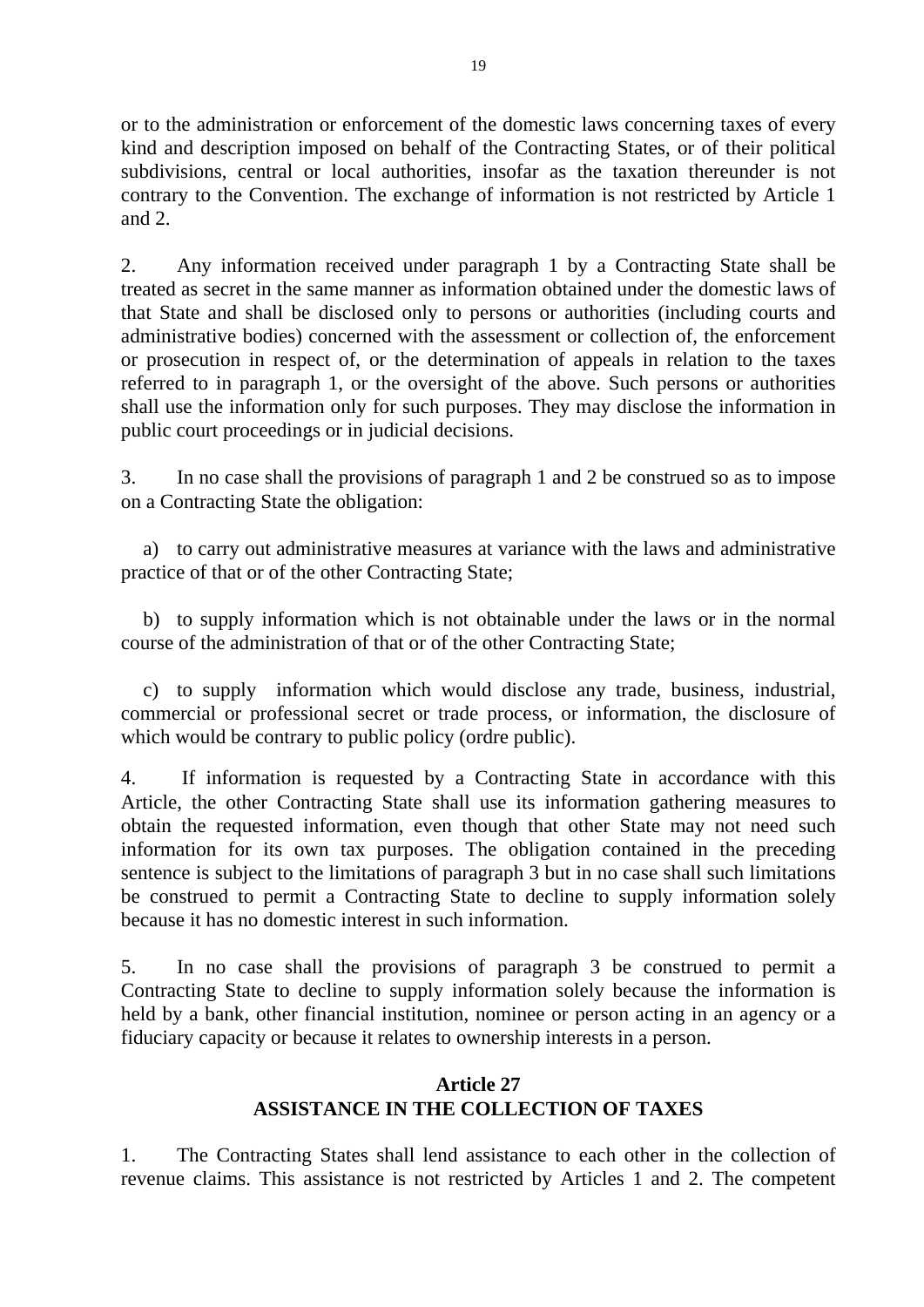or to the administration or enforcement of the domestic laws concerning taxes of every kind and description imposed on behalf of the Contracting States, or of their political subdivisions, central or local authorities, insofar as the taxation thereunder is not contrary to the Convention. The exchange of information is not restricted by Article 1 and 2.

2. Any information received under paragraph 1 by a Contracting State shall be treated as secret in the same manner as information obtained under the domestic laws of that State and shall be disclosed only to persons or authorities (including courts and administrative bodies) concerned with the assessment or collection of, the enforcement or prosecution in respect of, or the determination of appeals in relation to the taxes referred to in paragraph 1, or the oversight of the above. Such persons or authorities shall use the information only for such purposes. They may disclose the information in public court proceedings or in judicial decisions.

3. In no case shall the provisions of paragraph 1 and 2 be construed so as to impose on a Contracting State the obligation:

a) to carry out administrative measures at variance with the laws and administrative practice of that or of the other Contracting State;

b) to supply information which is not obtainable under the laws or in the normal course of the administration of that or of the other Contracting State;

c) to supply information which would disclose any trade, business, industrial, commercial or professional secret or trade process, or information, the disclosure of which would be contrary to public policy (ordre public).

4. If information is requested by a Contracting State in accordance with this Article, the other Contracting State shall use its information gathering measures to obtain the requested information, even though that other State may not need such information for its own tax purposes. The obligation contained in the preceding sentence is subject to the limitations of paragraph 3 but in no case shall such limitations be construed to permit a Contracting State to decline to supply information solely because it has no domestic interest in such information.

5. In no case shall the provisions of paragraph 3 be construed to permit a Contracting State to decline to supply information solely because the information is held by a bank, other financial institution, nominee or person acting in an agency or a fiduciary capacity or because it relates to ownership interests in a person.

## Article 27
## ASSISTANCE IN THE COLLECTION OF TAXES

1. The Contracting States shall lend assistance to each other in the collection of revenue claims. This assistance is not restricted by Articles 1 and 2. The competent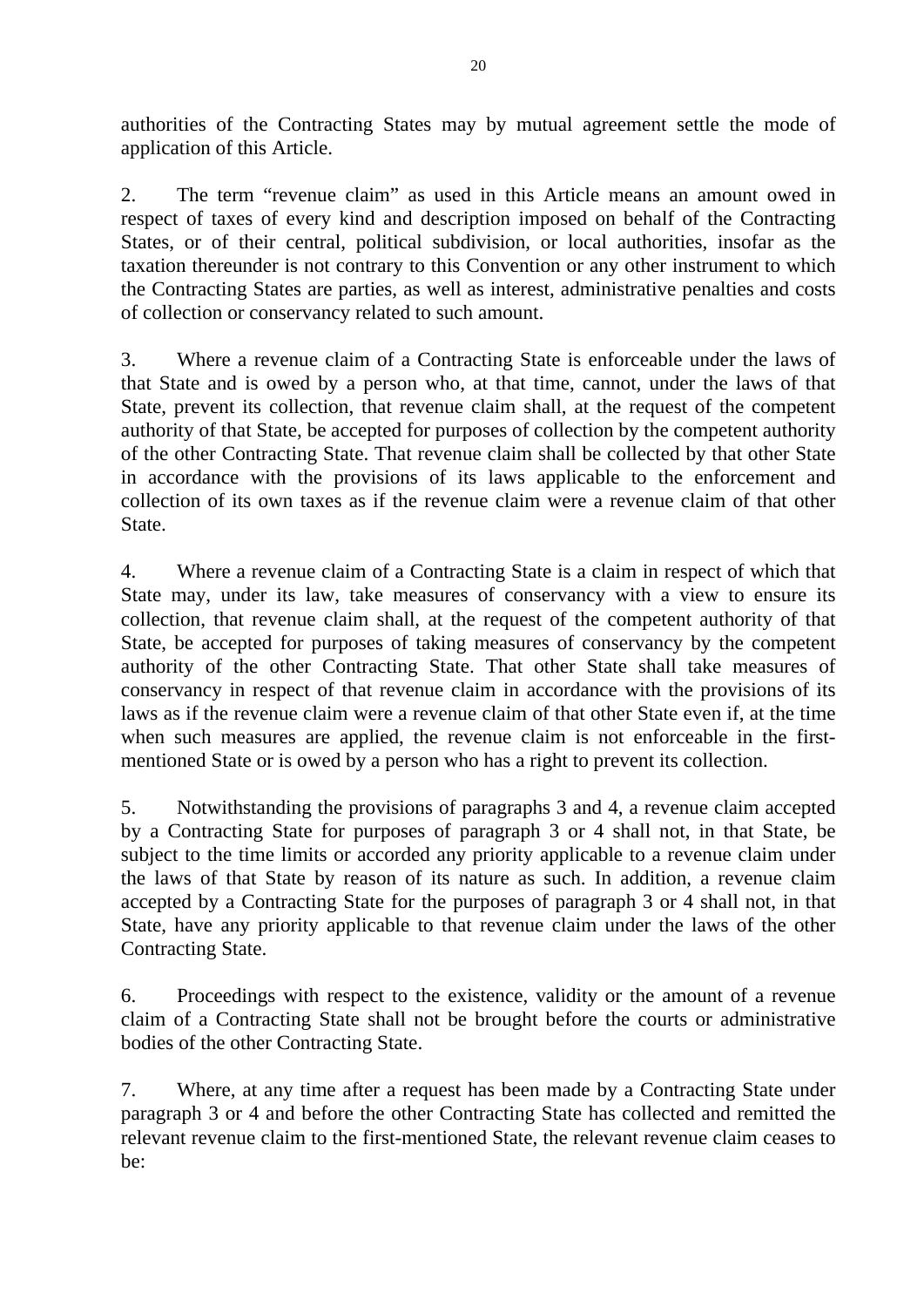authorities of the Contracting States may by mutual agreement settle the mode of application of this Article.

2. The term "revenue claim" as used in this Article means an amount owed in respect of taxes of every kind and description imposed on behalf of the Contracting States, or of their central, political subdivision, or local authorities, insofar as the taxation thereunder is not contrary to this Convention or any other instrument to which the Contracting States are parties, as well as interest, administrative penalties and costs of collection or conservancy related to such amount.

3. Where a revenue claim of a Contracting State is enforceable under the laws of that State and is owed by a person who, at that time, cannot, under the laws of that State, prevent its collection, that revenue claim shall, at the request of the competent authority of that State, be accepted for purposes of collection by the competent authority of the other Contracting State. That revenue claim shall be collected by that other State in accordance with the provisions of its laws applicable to the enforcement and collection of its own taxes as if the revenue claim were a revenue claim of that other State.

4. Where a revenue claim of a Contracting State is a claim in respect of which that State may, under its law, take measures of conservancy with a view to ensure its collection, that revenue claim shall, at the request of the competent authority of that State, be accepted for purposes of taking measures of conservancy by the competent authority of the other Contracting State. That other State shall take measures of conservancy in respect of that revenue claim in accordance with the provisions of its laws as if the revenue claim were a revenue claim of that other State even if, at the time when such measures are applied, the revenue claim is not enforceable in the first-mentioned State or is owed by a person who has a right to prevent its collection.

5. Notwithstanding the provisions of paragraphs 3 and 4, a revenue claim accepted by a Contracting State for purposes of paragraph 3 or 4 shall not, in that State, be subject to the time limits or accorded any priority applicable to a revenue claim under the laws of that State by reason of its nature as such. In addition, a revenue claim accepted by a Contracting State for the purposes of paragraph 3 or 4 shall not, in that State, have any priority applicable to that revenue claim under the laws of the other Contracting State.

6. Proceedings with respect to the existence, validity or the amount of a revenue claim of a Contracting State shall not be brought before the courts or administrative bodies of the other Contracting State.

7. Where, at any time after a request has been made by a Contracting State under paragraph 3 or 4 and before the other Contracting State has collected and remitted the relevant revenue claim to the first-mentioned State, the relevant revenue claim ceases to be: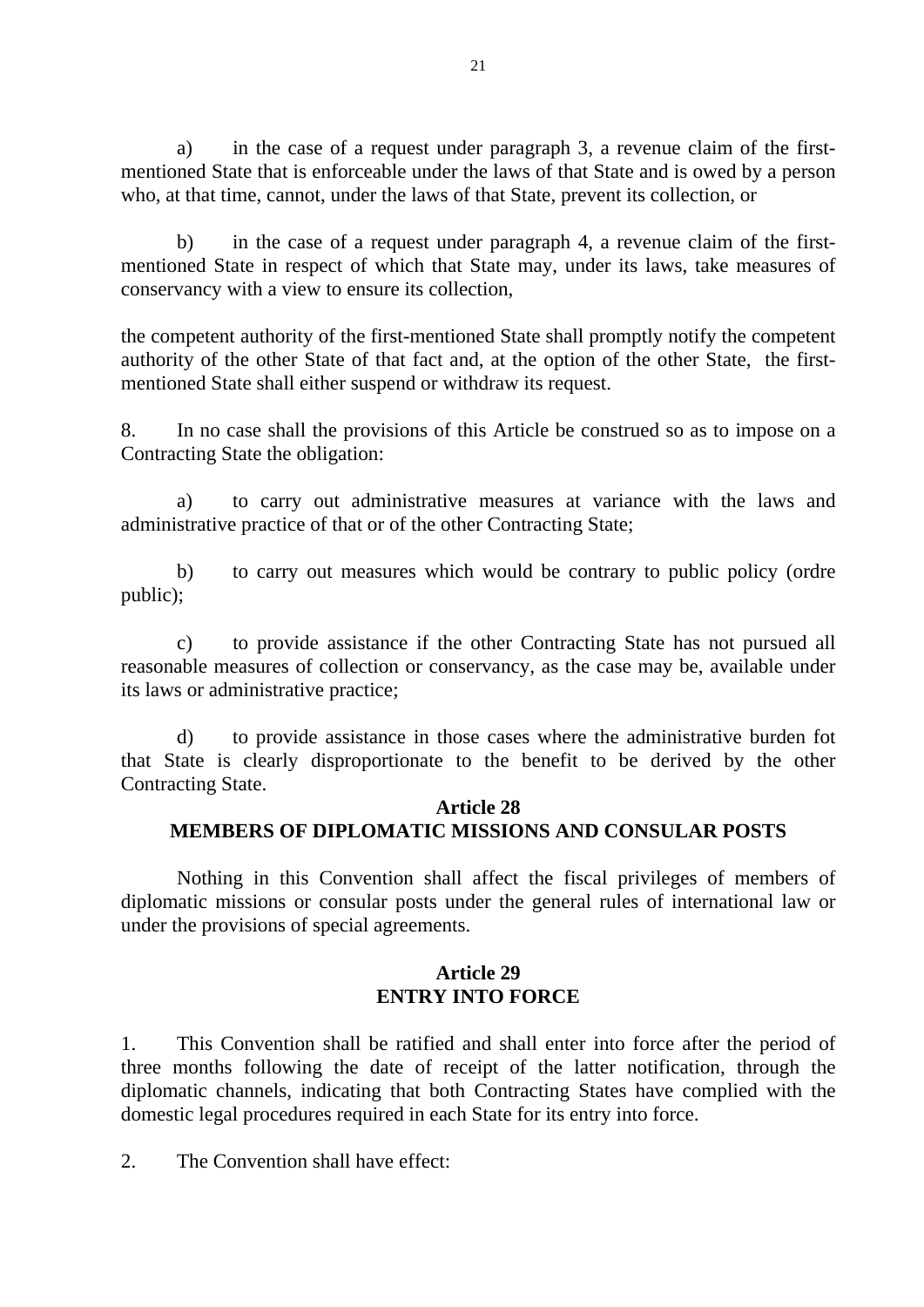a) in the case of a request under paragraph 3, a revenue claim of the first-mentioned State that is enforceable under the laws of that State and is owed by a person who, at that time, cannot, under the laws of that State, prevent its collection, or

b) in the case of a request under paragraph 4, a revenue claim of the first-mentioned State in respect of which that State may, under its laws, take measures of conservancy with a view to ensure its collection,

the competent authority of the first-mentioned State shall promptly notify the competent authority of the other State of that fact and, at the option of the other State, the first-mentioned State shall either suspend or withdraw its request.

8. In no case shall the provisions of this Article be construed so as to impose on a Contracting State the obligation:

a) to carry out administrative measures at variance with the laws and administrative practice of that or of the other Contracting State;

b) to carry out measures which would be contrary to public policy (ordre public);

c) to provide assistance if the other Contracting State has not pursued all reasonable measures of collection or conservancy, as the case may be, available under its laws or administrative practice;

d) to provide assistance in those cases where the administrative burden fot that State is clearly disproportionate to the benefit to be derived by the other Contracting State.

## Article 28
## MEMBERS OF DIPLOMATIC MISSIONS AND CONSULAR POSTS

Nothing in this Convention shall affect the fiscal privileges of members of diplomatic missions or consular posts under the general rules of international law or under the provisions of special agreements.

## Article 29
## ENTRY INTO FORCE

1. This Convention shall be ratified and shall enter into force after the period of three months following the date of receipt of the latter notification, through the diplomatic channels, indicating that both Contracting States have complied with the domestic legal procedures required in each State for its entry into force.

2. The Convention shall have effect: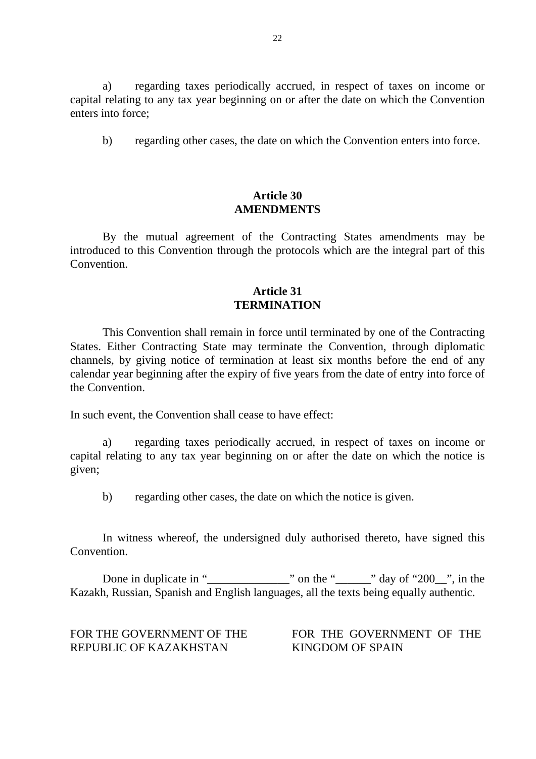a) regarding taxes periodically accrued, in respect of taxes on income or capital relating to any tax year beginning on or after the date on which the Convention enters into force;

b) regarding other cases, the date on which the Convention enters into force.

**Article 30**
**AMENDMENTS**

By the mutual agreement of the Contracting States amendments may be introduced to this Convention through the protocols which are the integral part of this Convention.

**Article 31**
**TERMINATION**

This Convention shall remain in force until terminated by one of the Contracting States. Either Contracting State may terminate the Convention, through diplomatic channels, by giving notice of termination at least six months before the end of any calendar year beginning after the expiry of five years from the date of entry into force of the Convention.

In such event, the Convention shall cease to have effect:

a) regarding taxes periodically accrued, in respect of taxes on income or capital relating to any tax year beginning on or after the date on which the notice is given;

b) regarding other cases, the date on which the notice is given.

In witness whereof, the undersigned duly authorised thereto, have signed this Convention.

Done in duplicate in "______________" on the "______" day of "200__", in the Kazakh, Russian, Spanish and English languages, all the texts being equally authentic.

FOR THE GOVERNMENT OF THE REPUBLIC OF KAZAKHSTAN

FOR THE GOVERNMENT OF THE KINGDOM OF SPAIN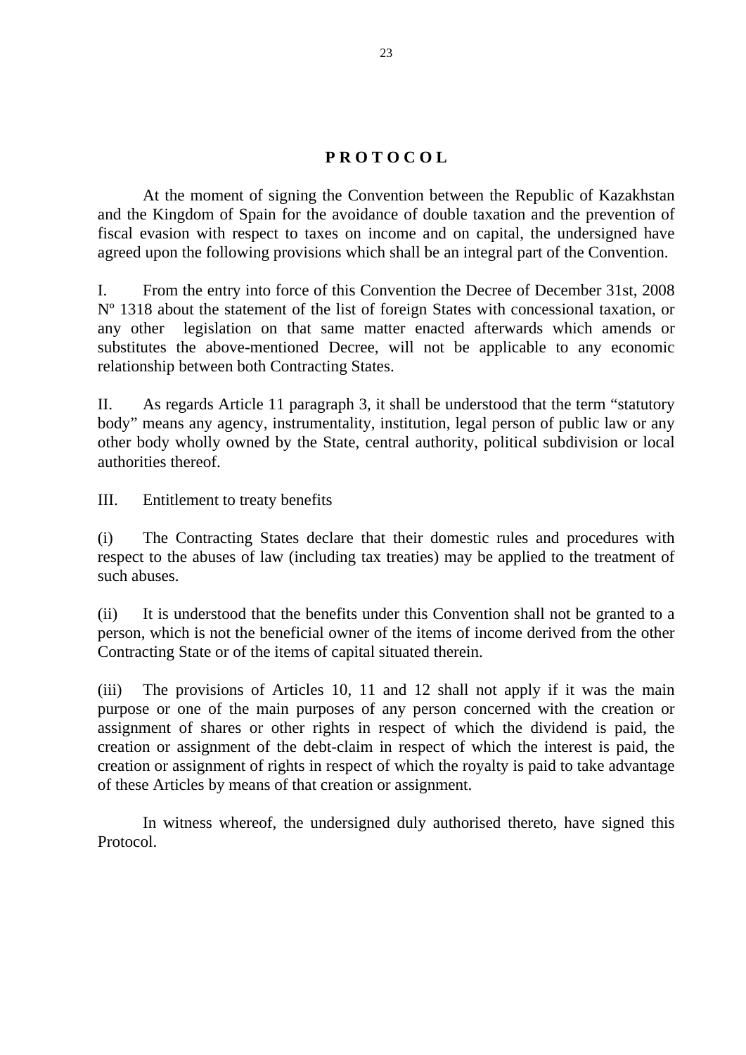# P R O T O C O L

At the moment of signing the Convention between the Republic of Kazakhstan and the Kingdom of Spain for the avoidance of double taxation and the prevention of fiscal evasion with respect to taxes on income and on capital, the undersigned have agreed upon the following provisions which shall be an integral part of the Convention.

I. From the entry into force of this Convention the Decree of December 31st, 2008 Nº 1318 about the statement of the list of foreign States with concessional taxation, or any other legislation on that same matter enacted afterwards which amends or substitutes the above-mentioned Decree, will not be applicable to any economic relationship between both Contracting States.

II. As regards Article 11 paragraph 3, it shall be understood that the term "statutory body" means any agency, instrumentality, institution, legal person of public law or any other body wholly owned by the State, central authority, political subdivision or local authorities thereof.

III. Entitlement to treaty benefits

(i) The Contracting States declare that their domestic rules and procedures with respect to the abuses of law (including tax treaties) may be applied to the treatment of such abuses.

(ii) It is understood that the benefits under this Convention shall not be granted to a person, which is not the beneficial owner of the items of income derived from the other Contracting State or of the items of capital situated therein.

(iii) The provisions of Articles 10, 11 and 12 shall not apply if it was the main purpose or one of the main purposes of any person concerned with the creation or assignment of shares or other rights in respect of which the dividend is paid, the creation or assignment of the debt-claim in respect of which the interest is paid, the creation or assignment of rights in respect of which the royalty is paid to take advantage of these Articles by means of that creation or assignment.

In witness whereof, the undersigned duly authorised thereto, have signed this Protocol.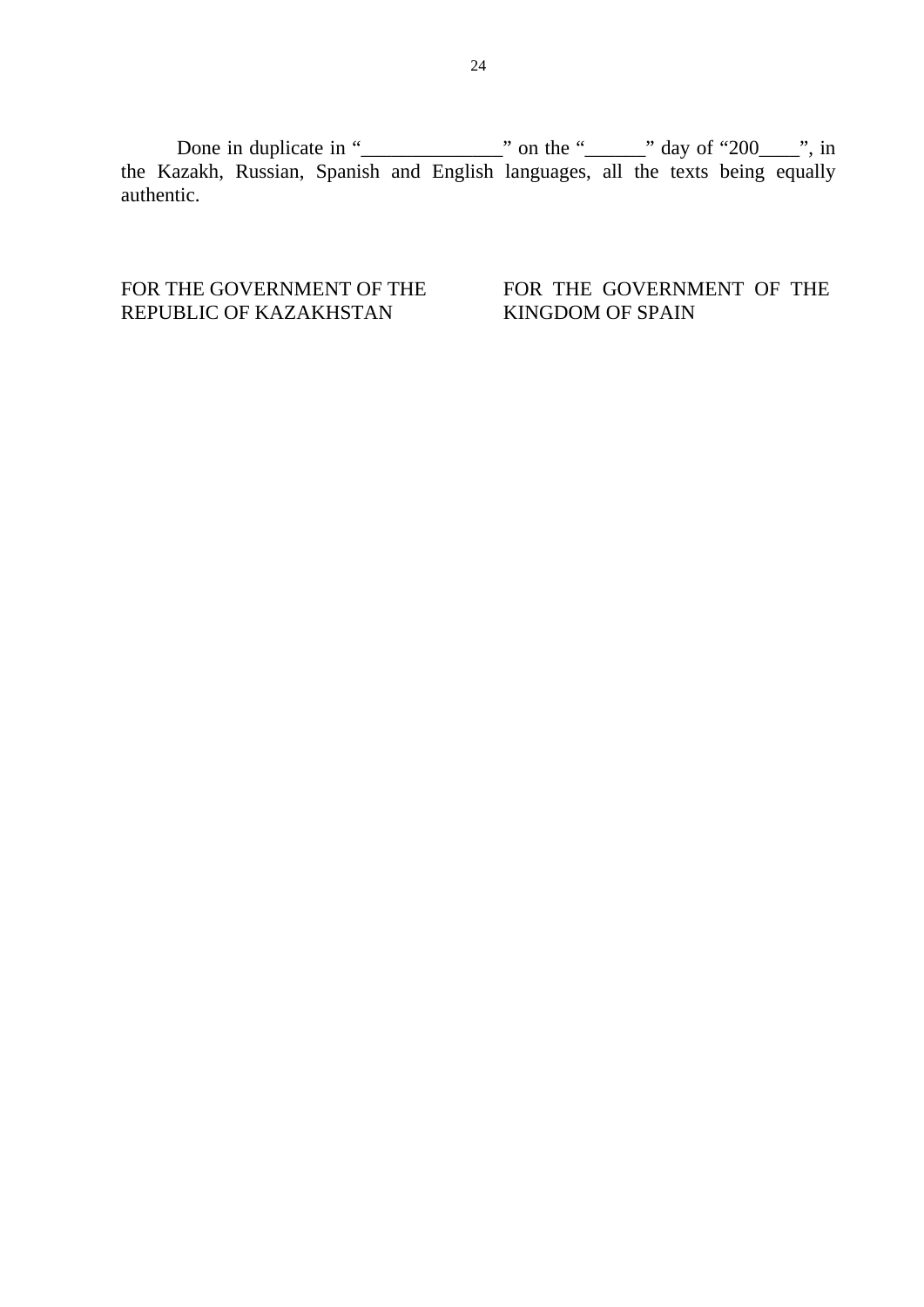Done in duplicate in "______________" on the "______" day of "200____", in the Kazakh, Russian, Spanish and English languages, all the texts being equally authentic.

| | |
|---|---|
| FOR THE GOVERNMENT OF THE REPUBLIC OF KAZAKHSTAN | FOR THE GOVERNMENT OF THE KINGDOM OF SPAIN |